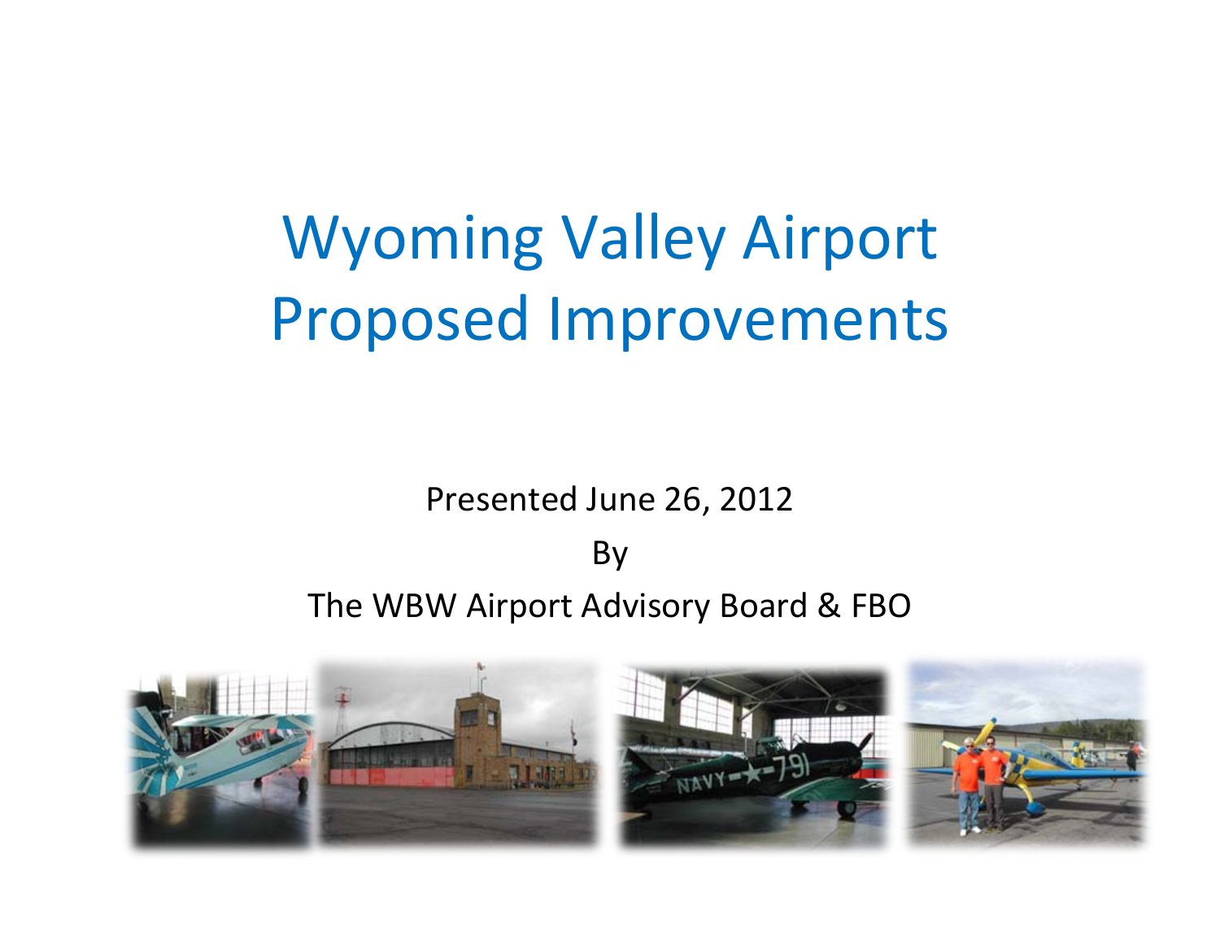# Wyoming Valley Airport Proposed Improvements

Presented June 26, 2012

By

The WBW Airport Advisory Board & FBO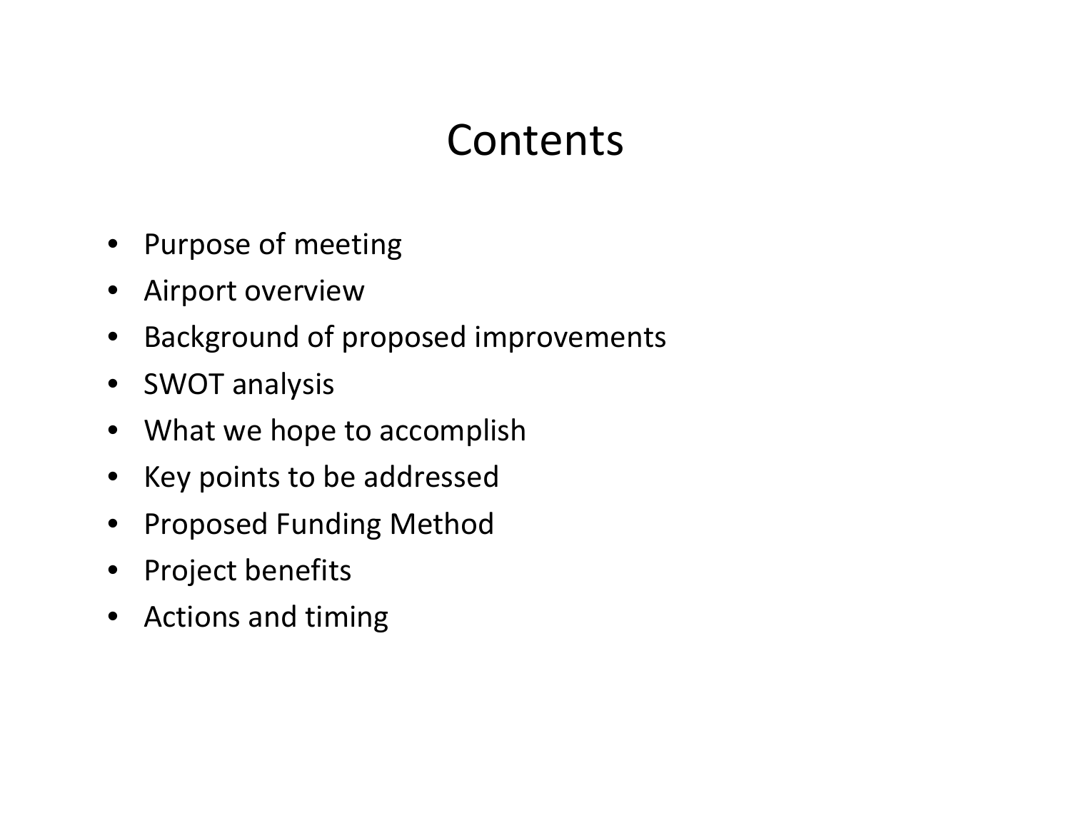# Contents

- Purpose of meeting
- Airport overview
- Background of proposed improvements
- SWOT analysis
- What we hope to accomplish
- Key points to be addressed
- Proposed Funding Method
- Project benefits
- Actions and timing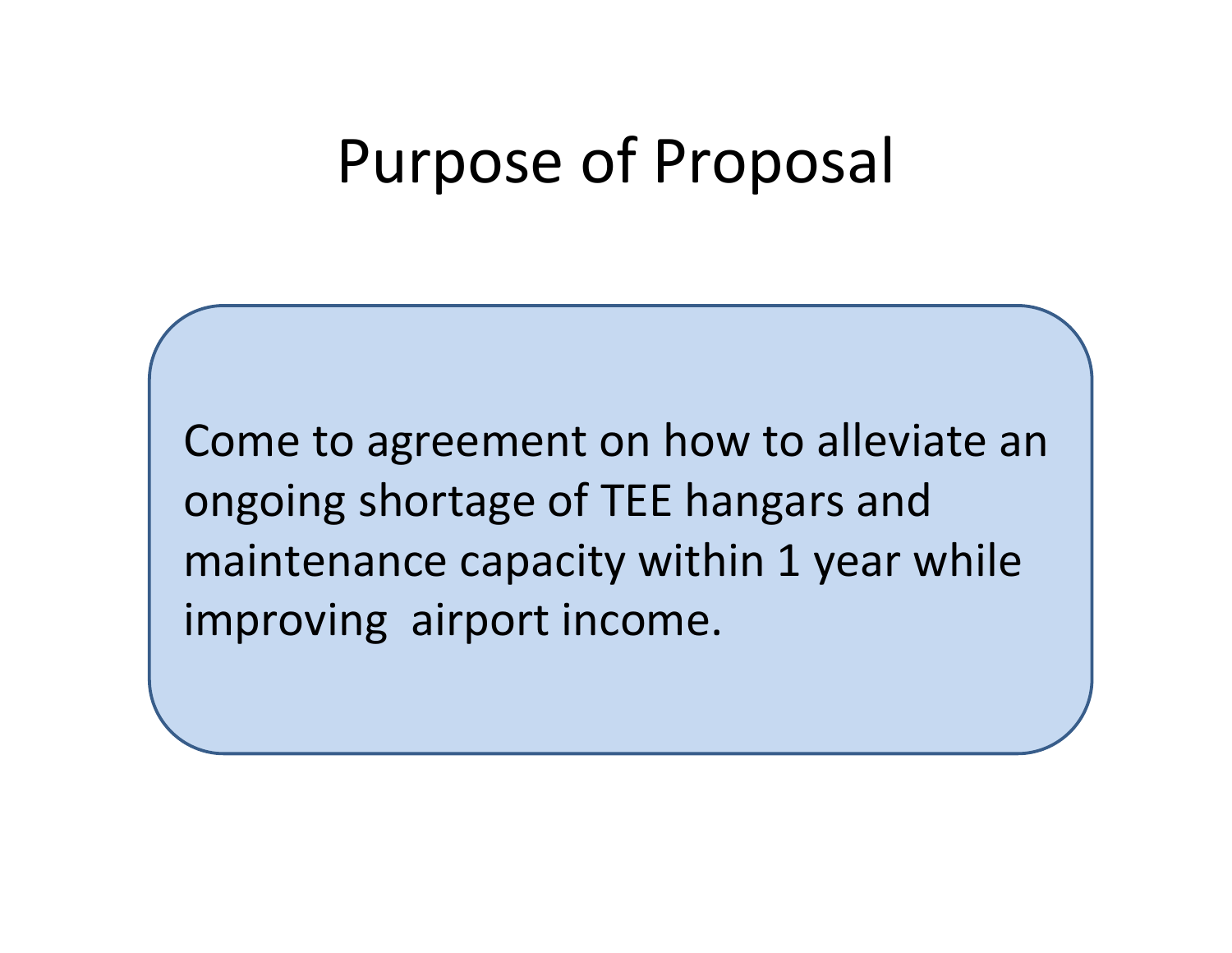# Purpose of Proposal

Come to agreement on how to alleviate an ongoing shortage of TEE hangars and maintenance capacity within 1 year while improving airport income.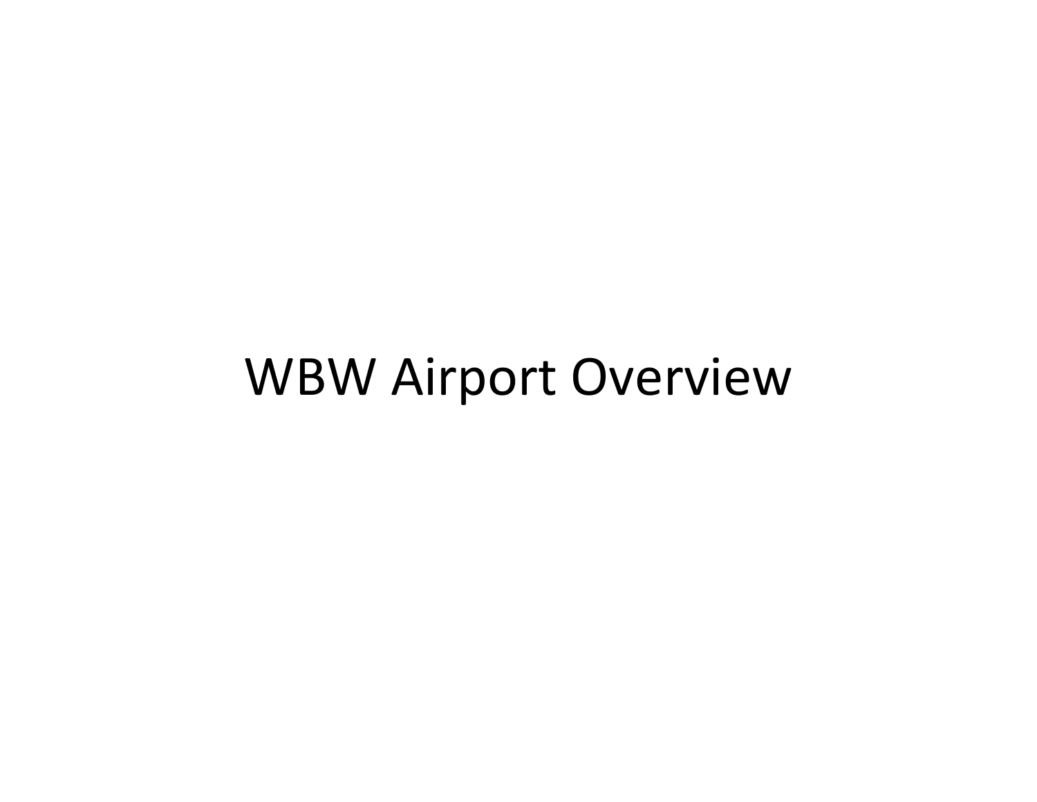# WBW Airport Overview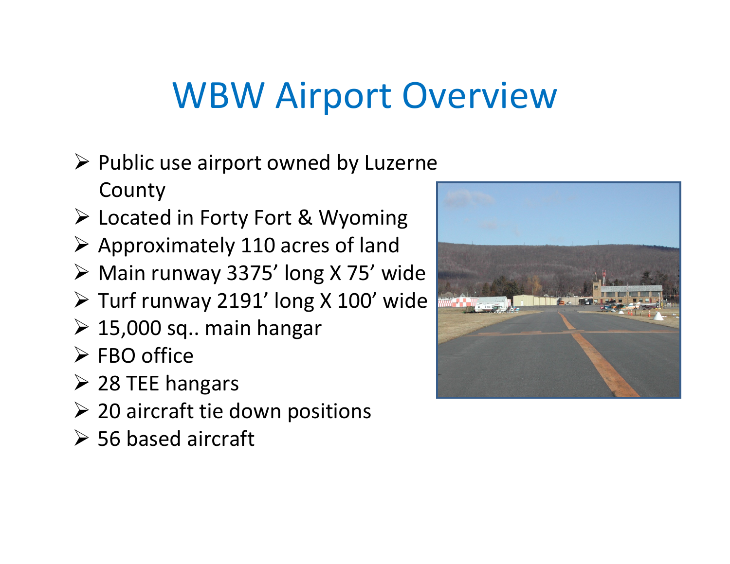# WBW Airport Overview

- Public use airport owned by Luzerne County
- Located in Forty Fort & Wyoming
- Approximately 110 acres of land
- Main runway 3375’ long X 75’ wide
- Turf runway 2191’ long X 100’ wide
- 15,000 sq.. main hangar
- FBO office
- 28 TEE hangars
- 20 aircraft tie down positions
- 56 based aircraft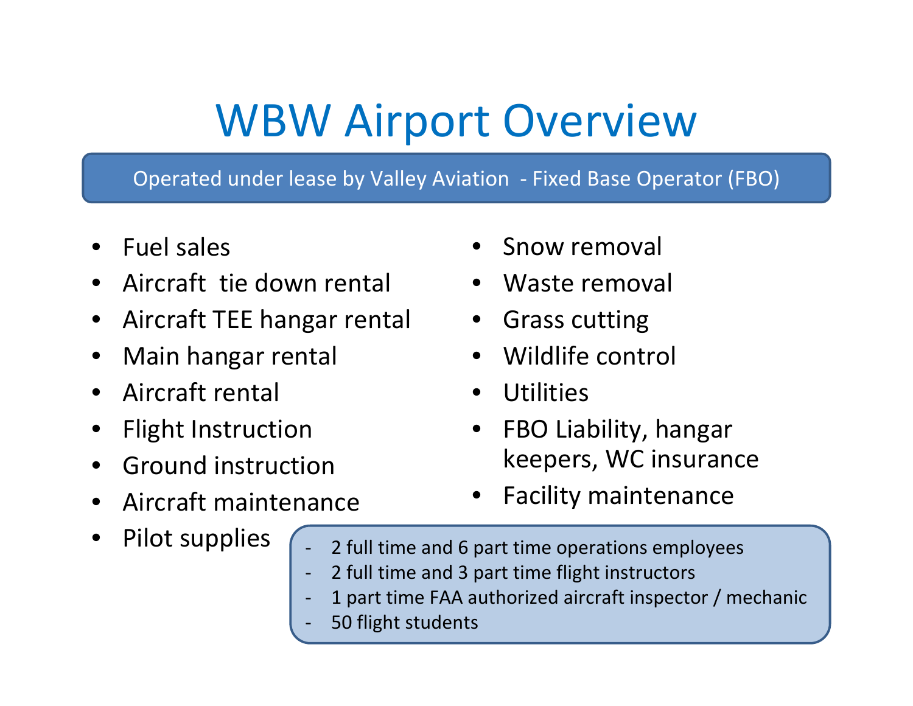# WBW Airport Overview

Operated under lease by Valley Aviation - Fixed Base Operator (FBO)

- Fuel sales
- Aircraft tie down rental
- Aircraft TEE hangar rental
- Main hangar rental
- Aircraft rental
- Flight Instruction
- Ground instruction
- Aircraft maintenance
- Pilot supplies
- Snow removal
- Waste removal
- Grass cutting
- Wildlife control
- Utilities
- FBO Liability, hangar keepers, WC insurance
- Facility maintenance

- 2 full time and 6 part time operations employees
- 2 full time and 3 part time flight instructors
- 1 part time FAA authorized aircraft inspector / mechanic
- 50 flight students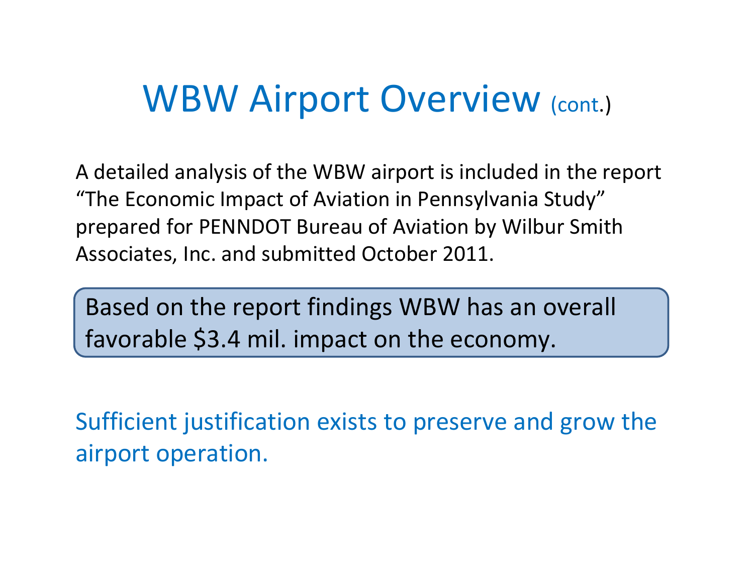# WBW Airport Overview (cont.)

A detailed analysis of the WBW airport is included in the report "The Economic Impact of Aviation in Pennsylvania Study" prepared for PENNDOT Bureau of Aviation by Wilbur Smith Associates, Inc. and submitted October 2011.

Based on the report findings WBW has an overall favorable $3.4 mil. impact on the economy.

Sufficient justification exists to preserve and grow the airport operation.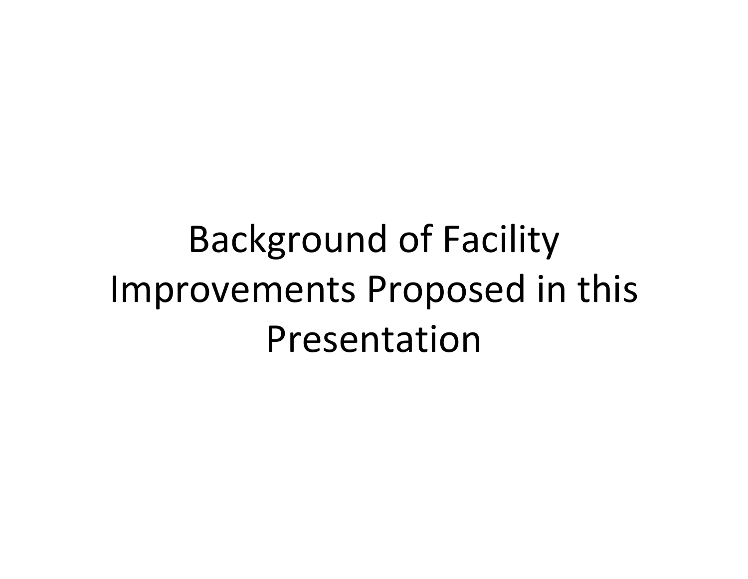# Background of Facility Improvements Proposed in this Presentation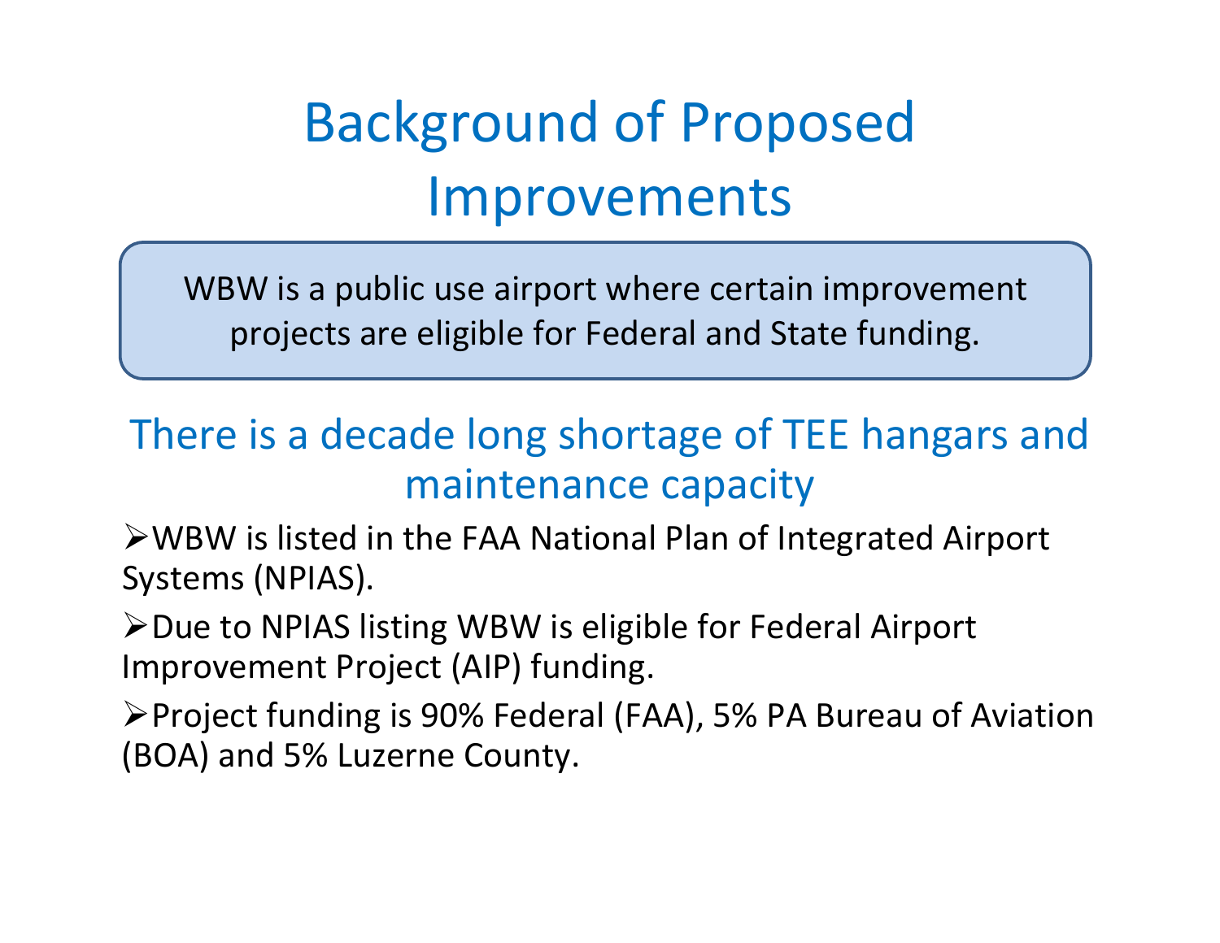# Background of Proposed Improvements

WBW is a public use airport where certain improvement projects are eligible for Federal and State funding.

## There is a decade long shortage of TEE hangars and maintenance capacity

- WBW is listed in the FAA National Plan of Integrated Airport Systems (NPIAS).
- Due to NPIAS listing WBW is eligible for Federal Airport Improvement Project (AIP) funding.
- Project funding is 90% Federal (FAA), 5% PA Bureau of Aviation (BOA) and 5% Luzerne County.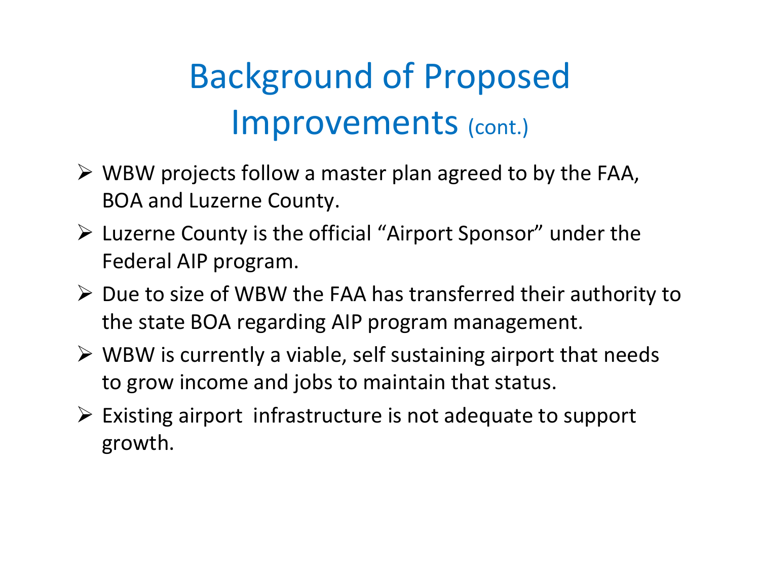# Background of Proposed Improvements (cont.)

- WBW projects follow a master plan agreed to by the FAA, BOA and Luzerne County.
- Luzerne County is the official "Airport Sponsor" under the Federal AIP program.
- Due to size of WBW the FAA has transferred their authority to the state BOA regarding AIP program management.
- WBW is currently a viable, self sustaining airport that needs to grow income and jobs to maintain that status.
- Existing airport infrastructure is not adequate to support growth.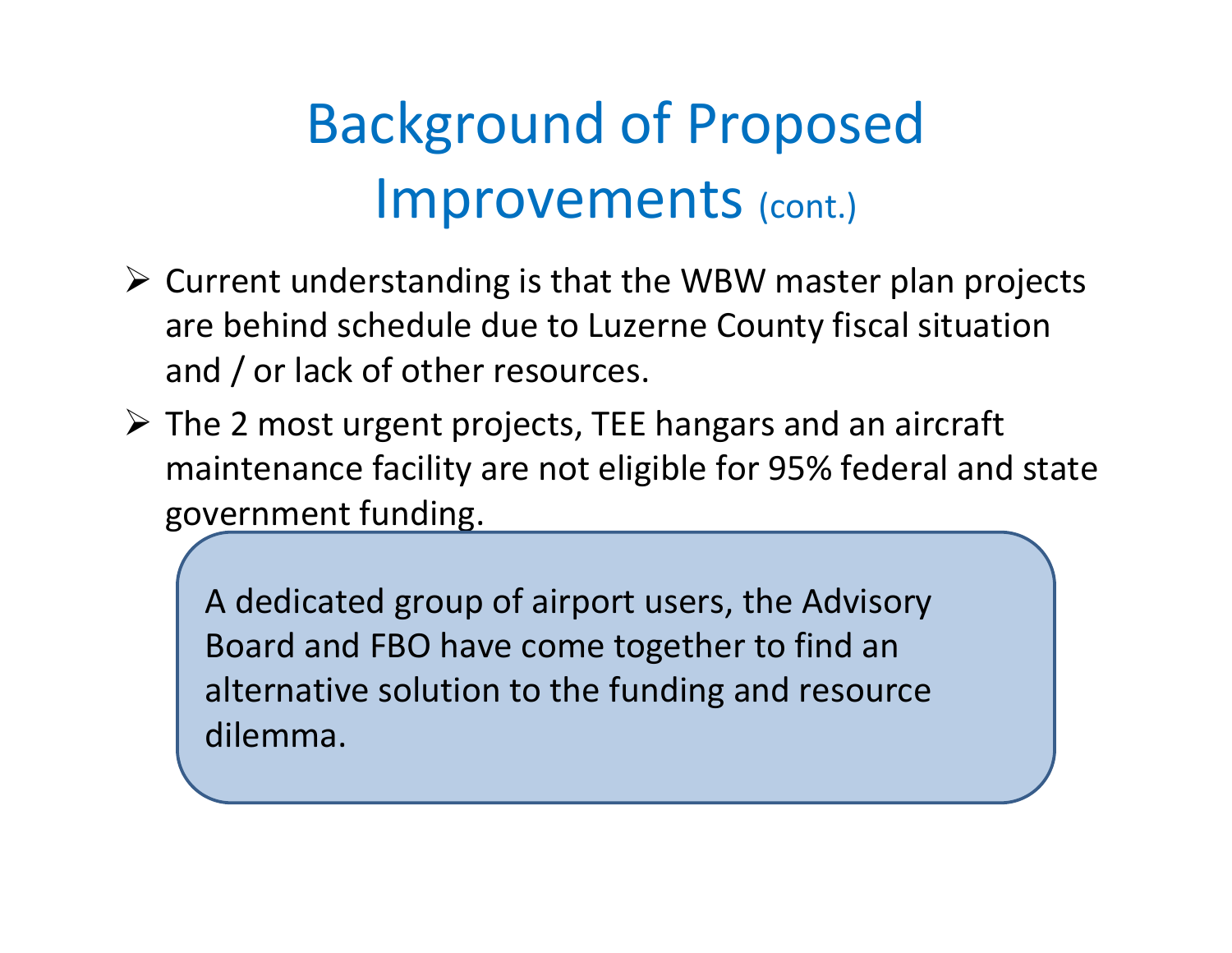# Background of Proposed Improvements (cont.)

- Current understanding is that the WBW master plan projects are behind schedule due to Luzerne County fiscal situation and / or lack of other resources.
- The 2 most urgent projects, TEE hangars and an aircraft maintenance facility are not eligible for 95% federal and state government funding.

A dedicated group of airport users, the Advisory Board and FBO have come together to find an alternative solution to the funding and resource dilemma.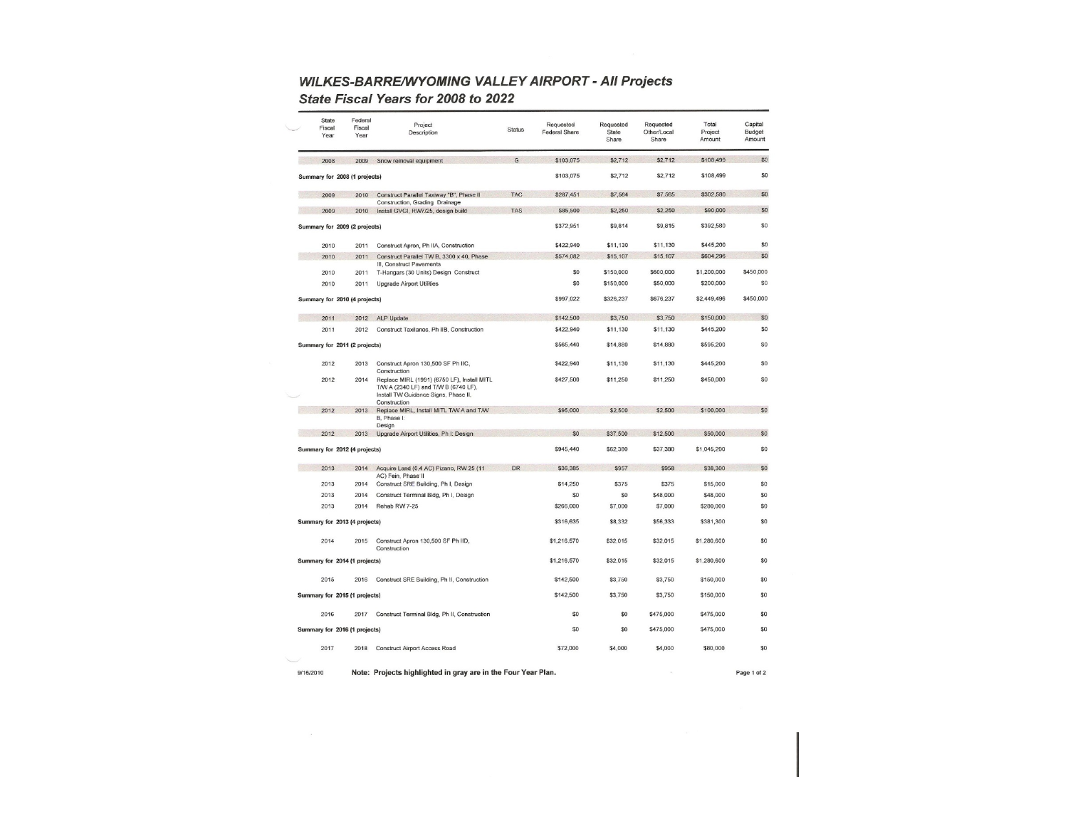# WILKES-BARRE/WYOMING VALLEY AIRPORT - All Projects

## State Fiscal Years for 2008 to 2022

| State Fiscal Year | Federal Fiscal Year | Project Description | Status | Requested Federal Share | Requested State Share | Requested Other/Local Share | Total Project Amount | Capital Budget Amount |
|---|---|---|---|---|---|---|---|---|
| 2008 | 2009 | Snow removal equipment | G | $103,075 | $2,712 | $2,712 | $108,499 | $0 |
| **Summary for 2008 (1 projects)** | | | | $103,075 | $2,712 | $2,712 | $108,499 | $0 |
| 2009 | 2010 | Construct Parallel Taxiway "B", Phase II Construction, Grading Drainage | TAC | $287,451 | $7,564 | $7,565 | $302,580 | $0 |
| 2009 | 2010 | Install GVGI, RW7/25, design build | TAS | $85,500 | $2,250 | $2,250 | $90,000 | $0 |
| **Summary for 2009 (2 projects)** | | | | $372,951 | $9,814 | $9,815 | $392,580 | $0 |
| 2010 | 2011 | Construct Apron, Ph IIA, Construction | | $422,940 | $11,130 | $11,130 | $445,200 | $0 |
| 2010 | 2011 | Construct Parallel TW B, 3300 x 40, Phase III, Construct Pavements | | $574,082 | $15,107 | $15,107 | $604,296 | $0 |
| 2010 | 2011 | T-Hangars (30 Units) Design Construct | | $0 | $150,000 | $600,000 | $1,200,000 | $450,000 |
| 2010 | 2011 | Upgrade Airport Utilities | | $0 | $150,000 | $50,000 | $200,000 | $0 |
| **Summary for 2010 (4 projects)** | | | | $997,022 | $326,237 | $676,237 | $2,449,496 | $450,000 |
| 2011 | 2012 | ALP Update | | $142,500 | $3,750 | $3,750 | $150,000 | $0 |
| 2011 | 2012 | Construct Taxilanes, Ph IIB, Construction | | $422,940 | $11,130 | $11,130 | $445,200 | $0 |
| **Summary for 2011 (2 projects)** | | | | $565,440 | $14,880 | $14,880 | $595,200 | $0 |
| 2012 | 2013 | Construct Apron 130,500 SF Ph IIC, Construction | | $422,940 | $11,130 | $11,130 | $445,200 | $0 |
| 2012 | 2014 | Replace MIRL (1991) (6750 LF), Install MITL T/W A (2340 LF) and T/W B (6740 LF), Install TW Guidance Signs, Phase II, Construction | | $427,500 | $11,250 | $11,250 | $450,000 | $0 |
| 2012 | 2013 | Replace MIRL, Install MITL T/W A and T/W B, Phase I: Design | | $95,000 | $2,500 | $2,500 | $100,000 | $0 |
| 2012 | 2013 | Upgrade Airport Utilities, Ph I: Design | | $0 | $37,500 | $12,500 | $50,000 | $0 |
| **Summary for 2012 (4 projects)** | | | | $945,440 | $62,380 | $37,380 | $1,045,200 | $0 |
| 2013 | 2014 | Acquire Land (0.4 AC) Pizano, RW 25 (11 AC) Fein, Phase II | DR | $36,385 | $957 | $958 | $38,300 | $0 |
| 2013 | 2014 | Construct SRE Building, Ph I, Design | | $14,250 | $375 | $375 | $15,000 | $0 |
| 2013 | 2014 | Construct Terminal Bldg, Ph I, Design | | $0 | $0 | $48,000 | $48,000 | $0 |
| 2013 | 2014 | Rehab RW 7-25 | | $266,000 | $7,000 | $7,000 | $280,000 | $0 |
| **Summary for 2013 (4 projects)** | | | | $316,635 | $8,332 | $56,333 | $381,300 | $0 |
| 2014 | 2015 | Construct Apron 130,500 SF Ph IID, Construction | | $1,216,570 | $32,015 | $32,015 | $1,280,600 | $0 |
| **Summary for 2014 (1 projects)** | | | | $1,216,570 | $32,015 | $32,015 | $1,280,600 | $0 |
| 2015 | 2016 | Construct SRE Building, Ph II, Construction | | $142,500 | $3,750 | $3,750 | $150,000 | $0 |
| **Summary for 2015 (1 projects)** | | | | $142,500 | $3,750 | $3,750 | $150,000 | $0 |
| 2016 | 2017 | Construct Terminal Bldg, Ph II, Construction | | $0 | $0 | $475,000 | $475,000 | $0 |
| **Summary for 2016 (1 projects)** | | | | $0 | $0 | $475,000 | $475,000 | $0 |
| 2017 | 2018 | Construct Airport Access Road | | $72,000 | $4,000 | $4,000 | $80,000 | $0 |

9/16/2010 **Note: Projects highlighted in gray are in the Four Year Plan.**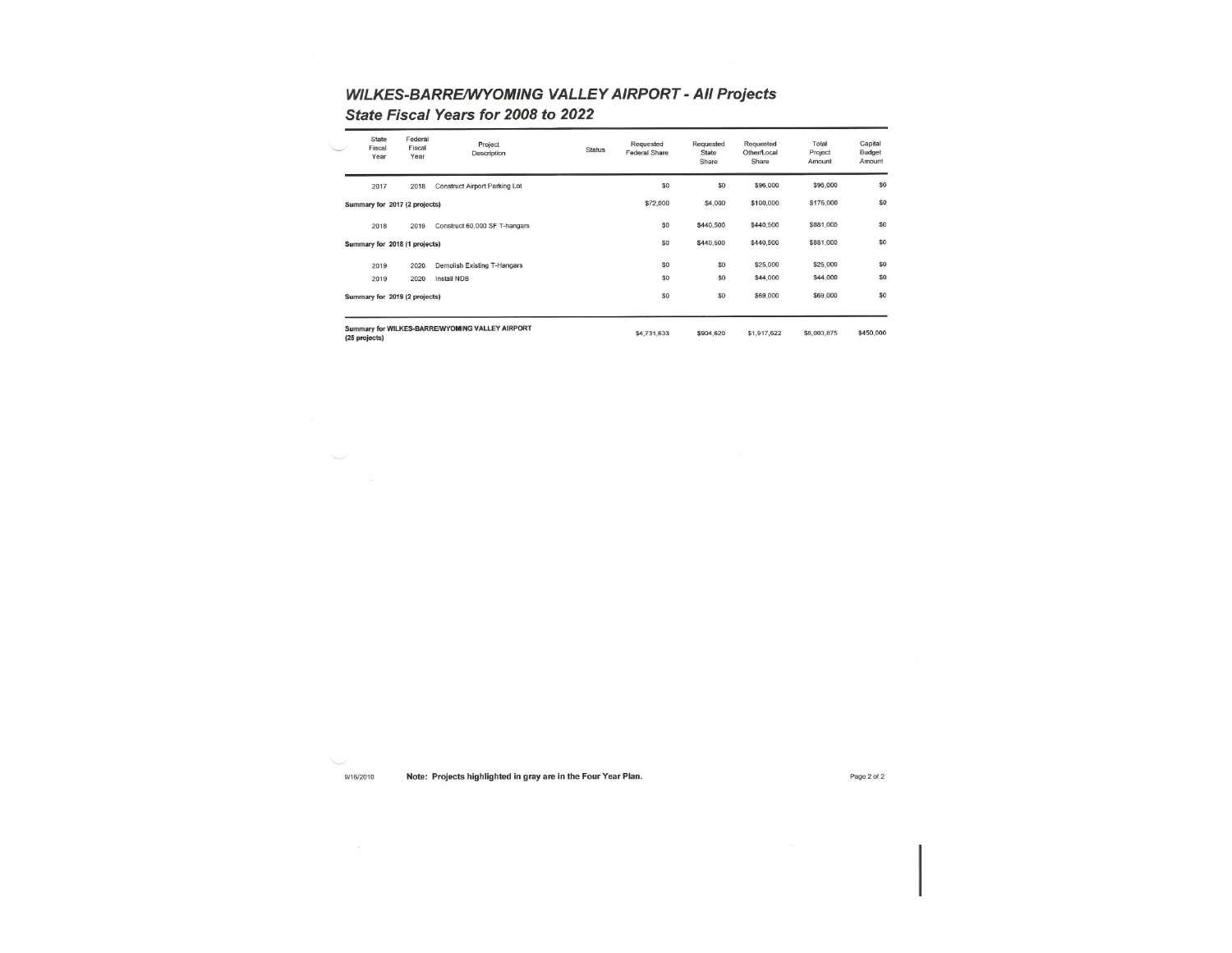## *WILKES-BARRE/WYOMING VALLEY AIRPORT - All Projects*
### *State Fiscal Years for 2008 to 2022*

| State Fiscal Year | Federal Fiscal Year | Project Description | Status | Requested Federal Share | Requested State Share | Requested Other/Local Share | Total Project Amount | Capital Budget Amount |
|---|---|---|---|---|---|---|---|---|
| 2017 | 2018 | Construct Airport Parking Lot | | $0 | $0 | $96,000 | $96,000 | $0 |
| **Summary for 2017 (2 projects)** | | | | $72,000 | $4,000 | $100,000 | $176,000 | $0 |
| 2018 | 2019 | Construct 60,000 SF T-hangars | | $0 | $440,500 | $440,500 | $881,000 | $0 |
| **Summary for 2018 (1 projects)** | | | | $0 | $440,500 | $440,500 | $881,000 | $0 |
| 2019 | 2020 | Demolish Existing T-Hangars | | $0 | $0 | $25,000 | $25,000 | $0 |
| 2019 | 2020 | Install NDB | | $0 | $0 | $44,000 | $44,000 | $0 |
| **Summary for 2019 (2 projects)** | | | | $0 | $0 | $69,000 | $69,000 | $0 |
| **Summary for WILKES-BARRE/WYOMING VALLEY AIRPORT (25 projects)** | | | | $4,731,633 | $904,620 | $1,917,622 | $8,003,875 | $450,000 |

9/16/2010 **Note: Projects highlighted in gray are in the Four Year Plan.**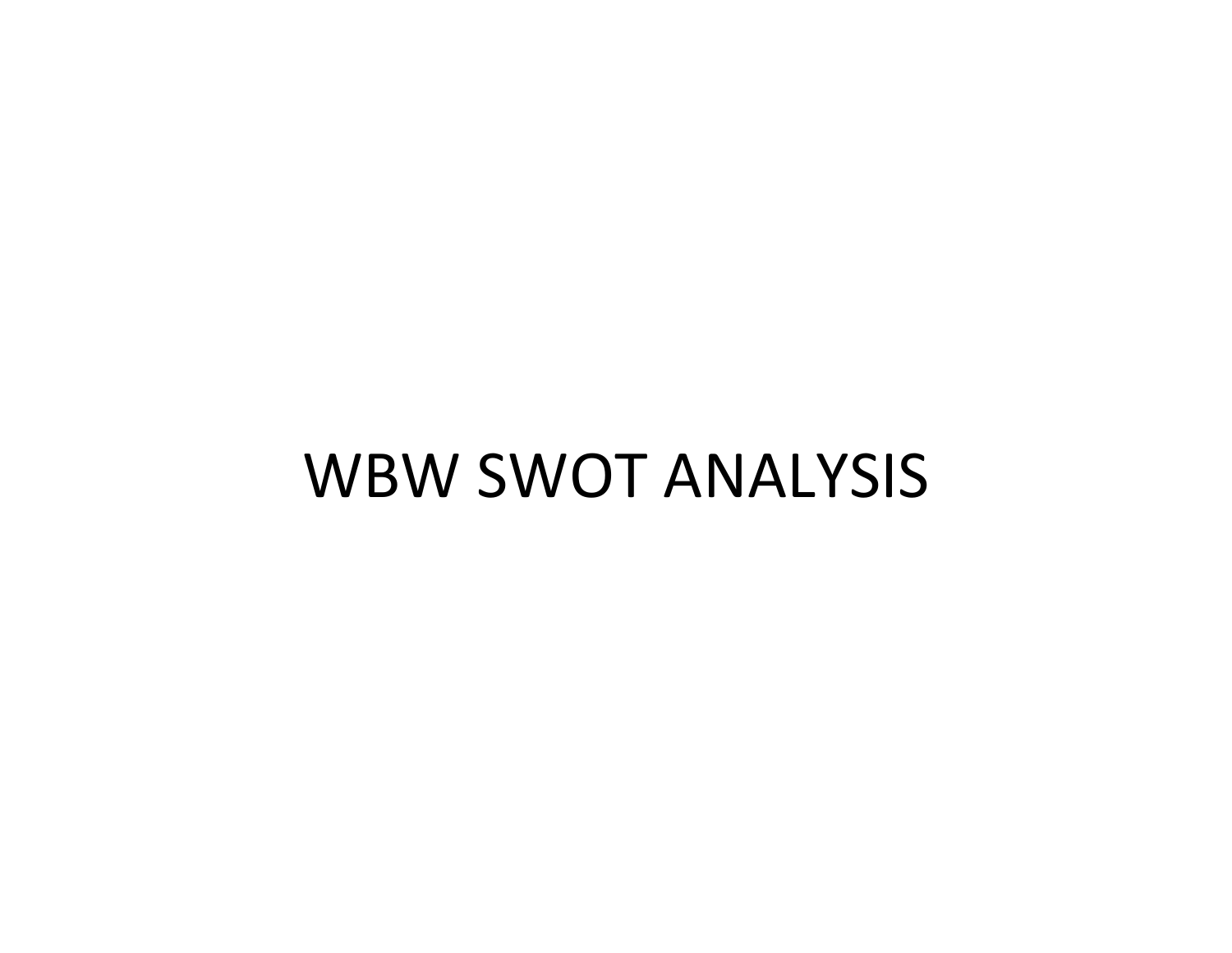# WBW SWOT ANALYSIS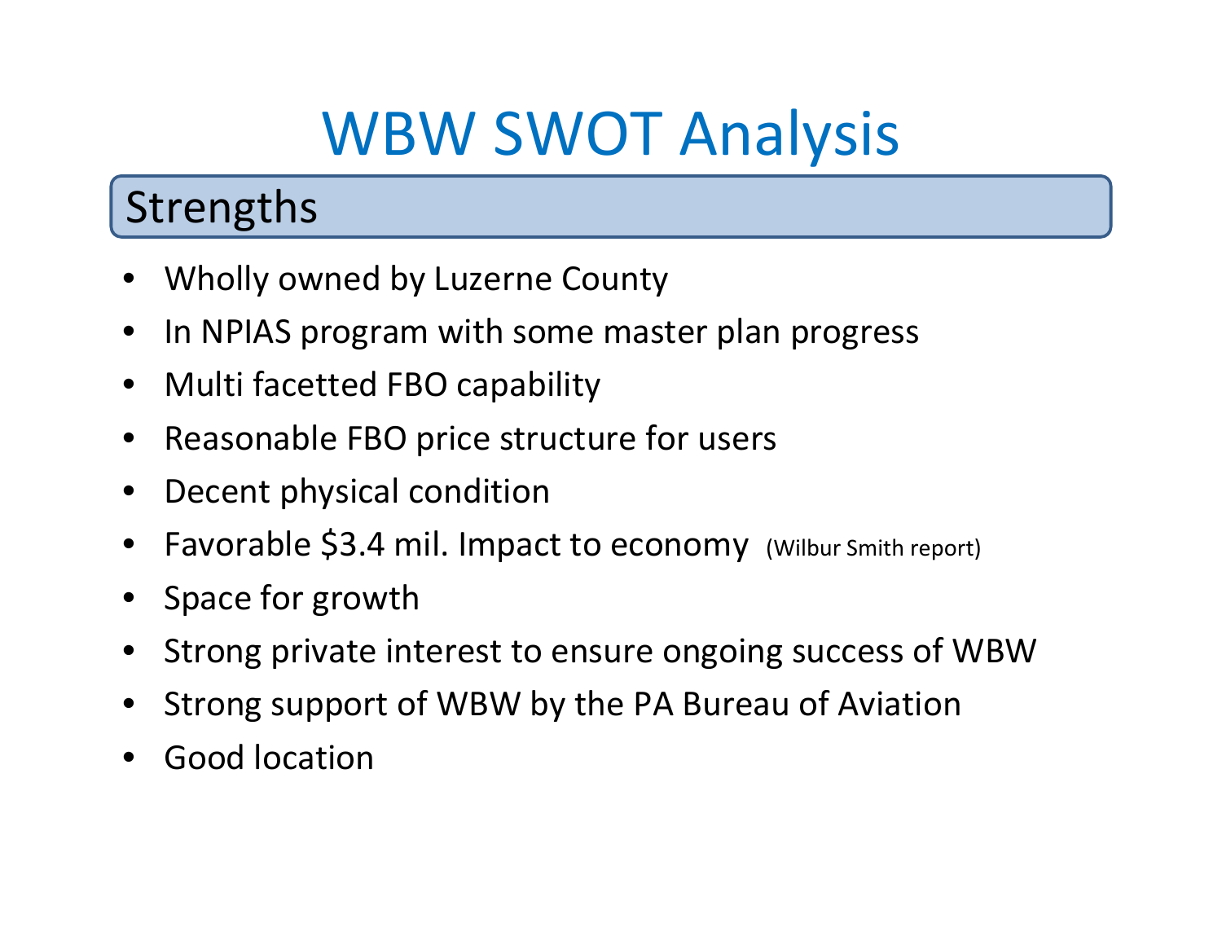# WBW SWOT Analysis

## Strengths

- Wholly owned by Luzerne County
- In NPIAS program with some master plan progress
- Multi facetted FBO capability
- Reasonable FBO price structure for users
- Decent physical condition
- Favorable $3.4 mil. Impact to economy (Wilbur Smith report)
- Space for growth
- Strong private interest to ensure ongoing success of WBW
- Strong support of WBW by the PA Bureau of Aviation
- Good location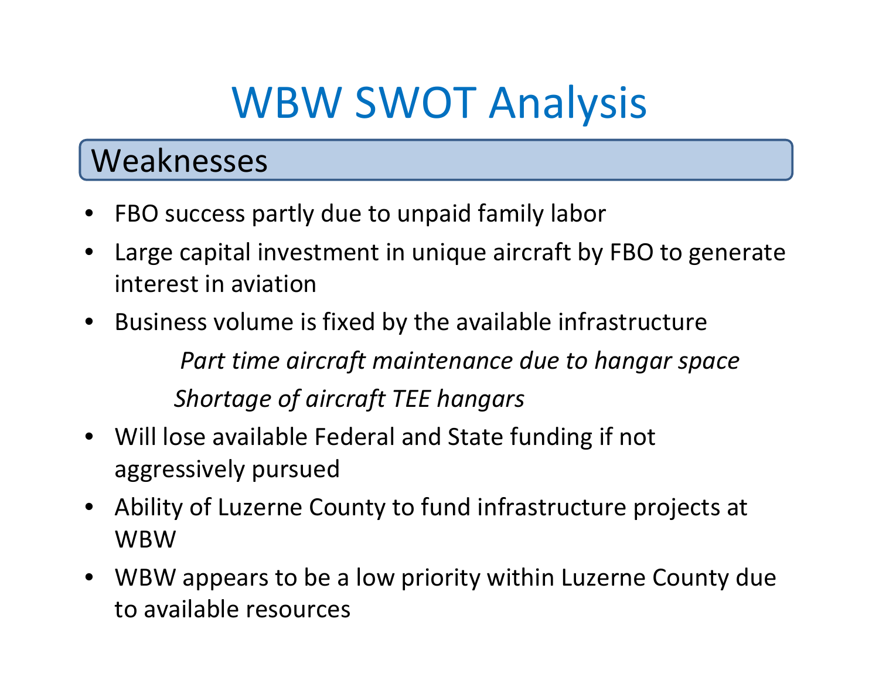# WBW SWOT Analysis

## Weaknesses

- FBO success partly due to unpaid family labor
- Large capital investment in unique aircraft by FBO to generate interest in aviation
- Business volume is fixed by the available infrastructure
  - *Part time aircraft maintenance due to hangar space*
  - *Shortage of aircraft TEE hangars*
- Will lose available Federal and State funding if not aggressively pursued
- Ability of Luzerne County to fund infrastructure projects at WBW
- WBW appears to be a low priority within Luzerne County due to available resources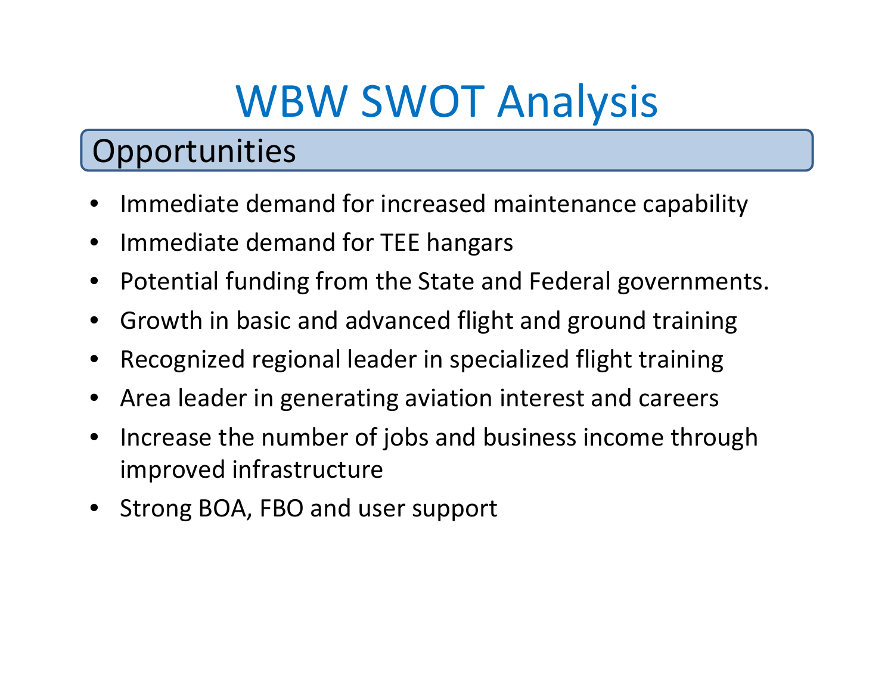# WBW SWOT Analysis

## Opportunities

- Immediate demand for increased maintenance capability
- Immediate demand for TEE hangars
- Potential funding from the State and Federal governments.
- Growth in basic and advanced flight and ground training
- Recognized regional leader in specialized flight training
- Area leader in generating aviation interest and careers
- Increase the number of jobs and business income through improved infrastructure
- Strong BOA, FBO and user support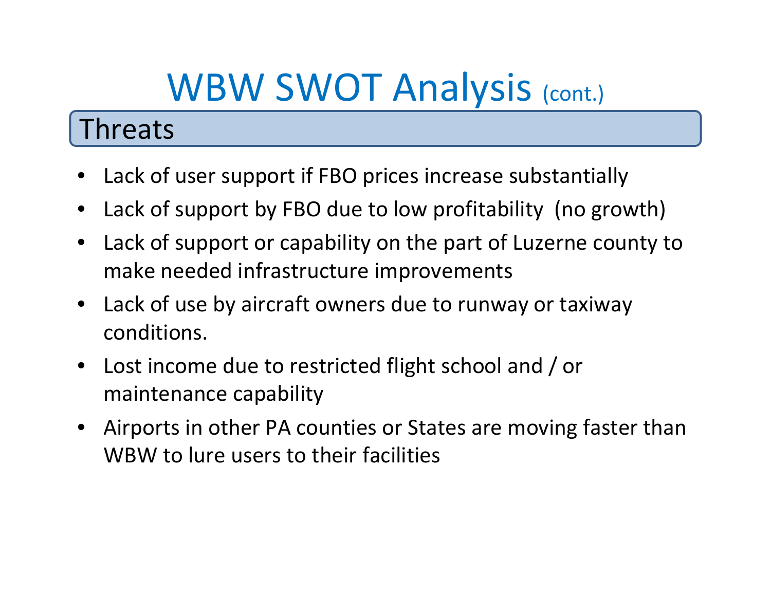# WBW SWOT Analysis (cont.)

## Threats

- Lack of user support if FBO prices increase substantially
- Lack of support by FBO due to low profitability  (no growth)
- Lack of support or capability on the part of Luzerne county to make needed infrastructure improvements
- Lack of use by aircraft owners due to runway or taxiway conditions.
- Lost income due to restricted flight school and / or maintenance capability
- Airports in other PA counties or States are moving faster than WBW to lure users to their facilities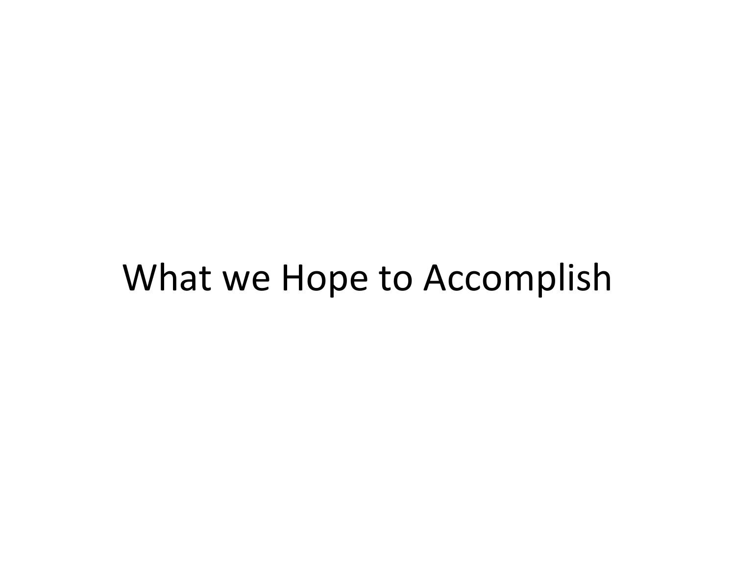# What we Hope to Accomplish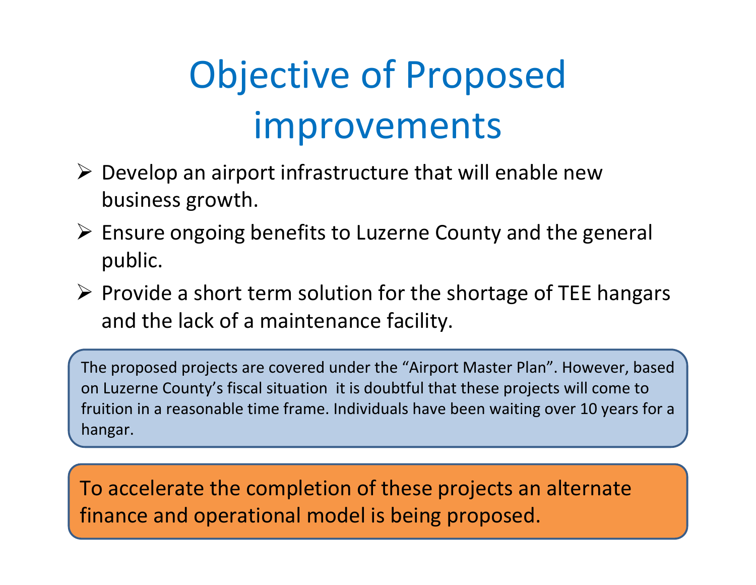# Objective of Proposed improvements

- Develop an airport infrastructure that will enable new business growth.
- Ensure ongoing benefits to Luzerne County and the general public.
- Provide a short term solution for the shortage of TEE hangars and the lack of a maintenance facility.

The proposed projects are covered under the "Airport Master Plan". However, based on Luzerne County's fiscal situation it is doubtful that these projects will come to fruition in a reasonable time frame. Individuals have been waiting over 10 years for a hangar.

To accelerate the completion of these projects an alternate finance and operational model is being proposed.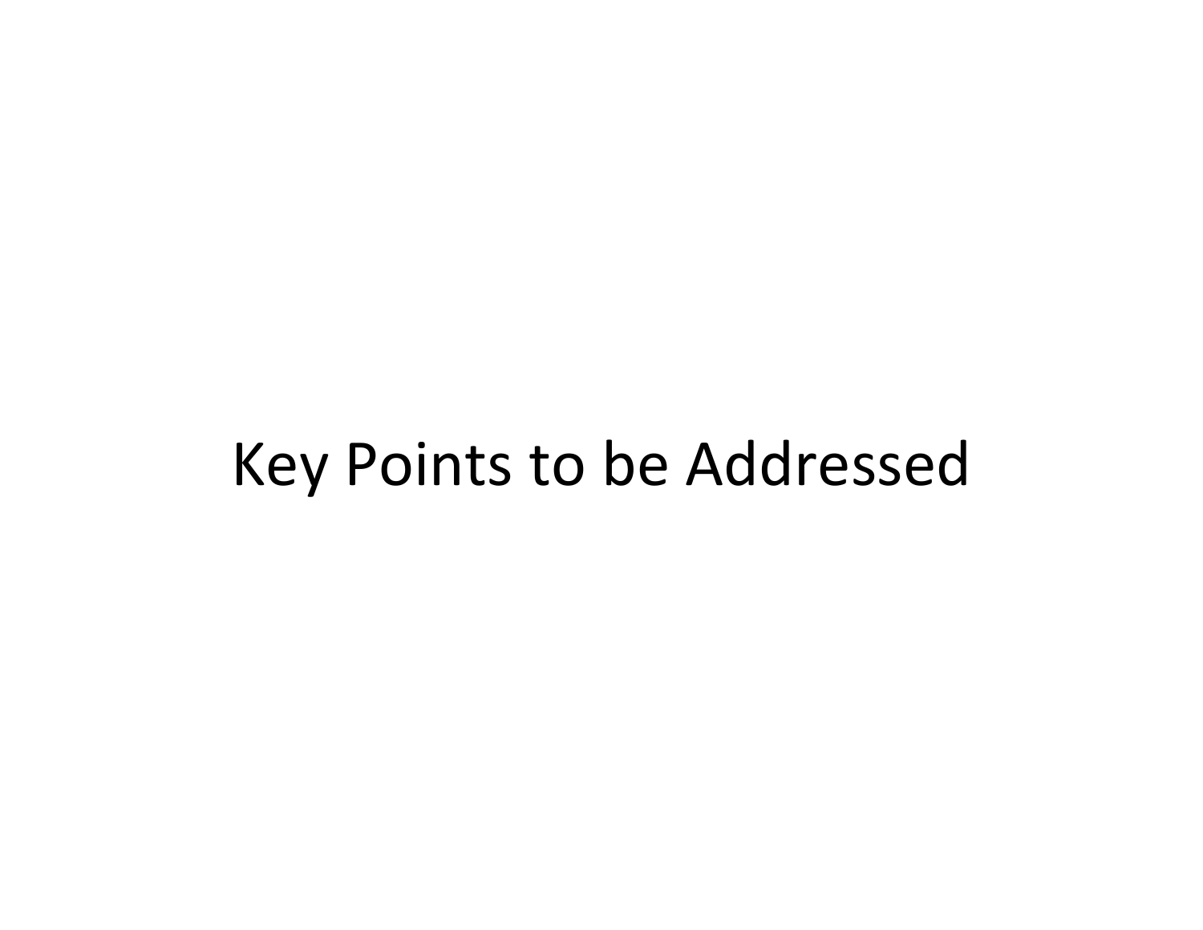# Key Points to be Addressed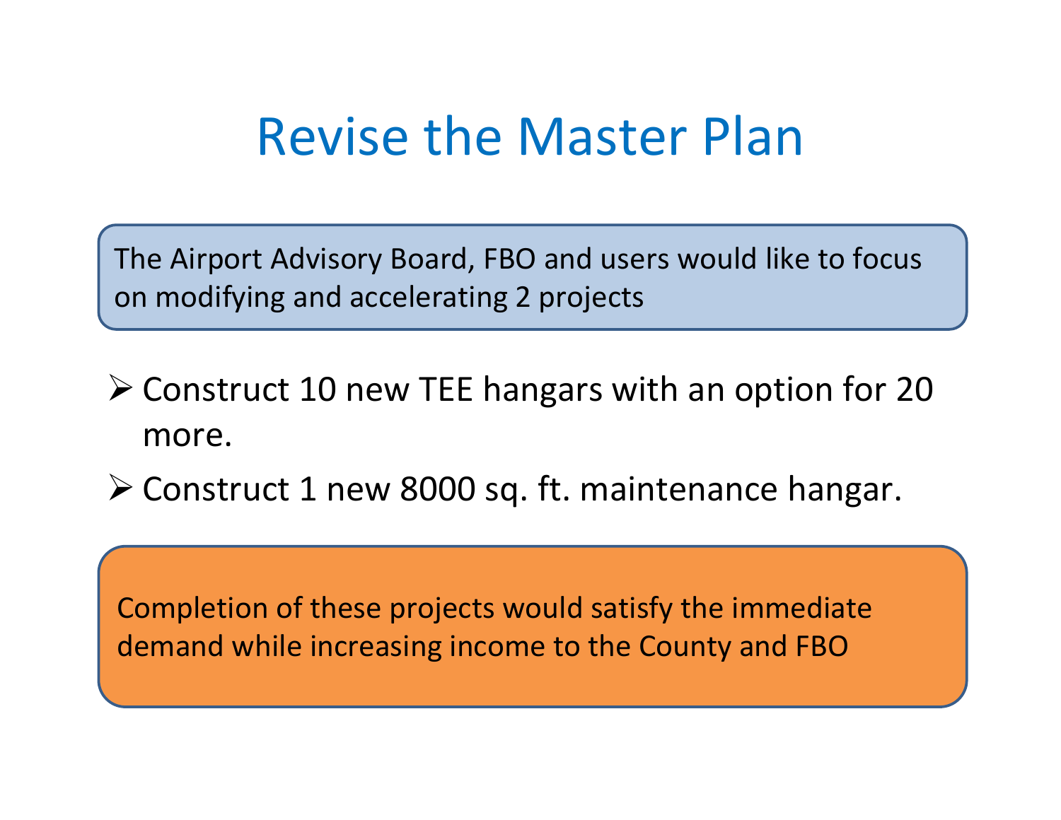# Revise the Master Plan

The Airport Advisory Board, FBO and users would like to focus on modifying and accelerating 2 projects

- Construct 10 new TEE hangars with an option for 20 more.
- Construct 1 new 8000 sq. ft. maintenance hangar.

Completion of these projects would satisfy the immediate demand while increasing income to the County and FBO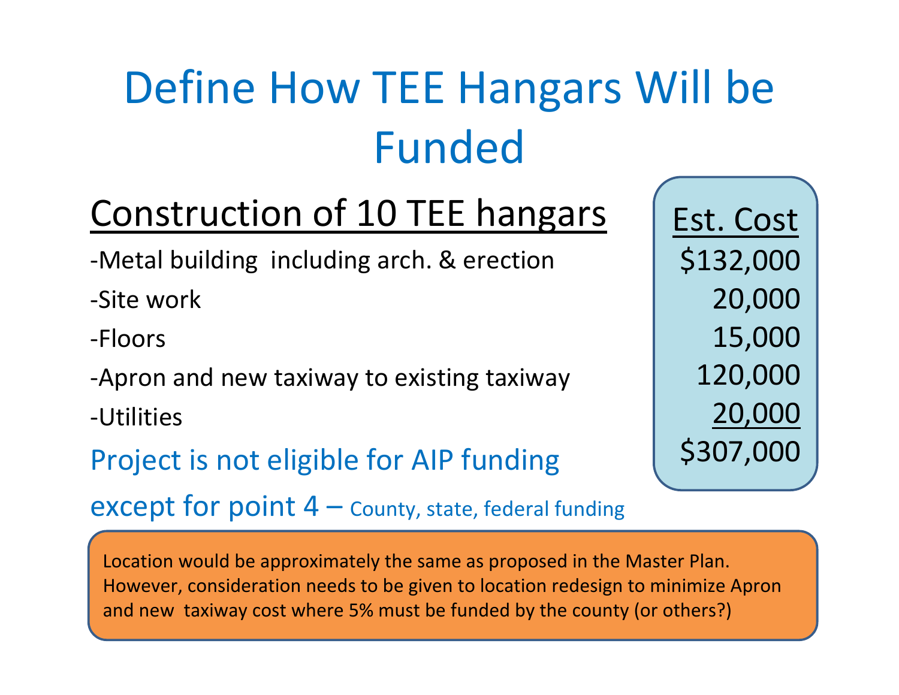# Define How TEE Hangars Will be Funded

| Construction of 10 TEE hangars | Est. Cost |
|---|---|
| -Metal building including arch. & erection | $132,000 |
| -Site work | 20,000 |
| -Floors | 15,000 |
| -Apron and new taxiway to existing taxiway | 120,000 |
| -Utilities | 20,000 |
| | $307,000 |

Project is not eligible for AIP funding except for point 4 – County, state, federal funding

Location would be approximately the same as proposed in the Master Plan. However, consideration needs to be given to location redesign to minimize Apron and new taxiway cost where 5% must be funded by the county (or others?)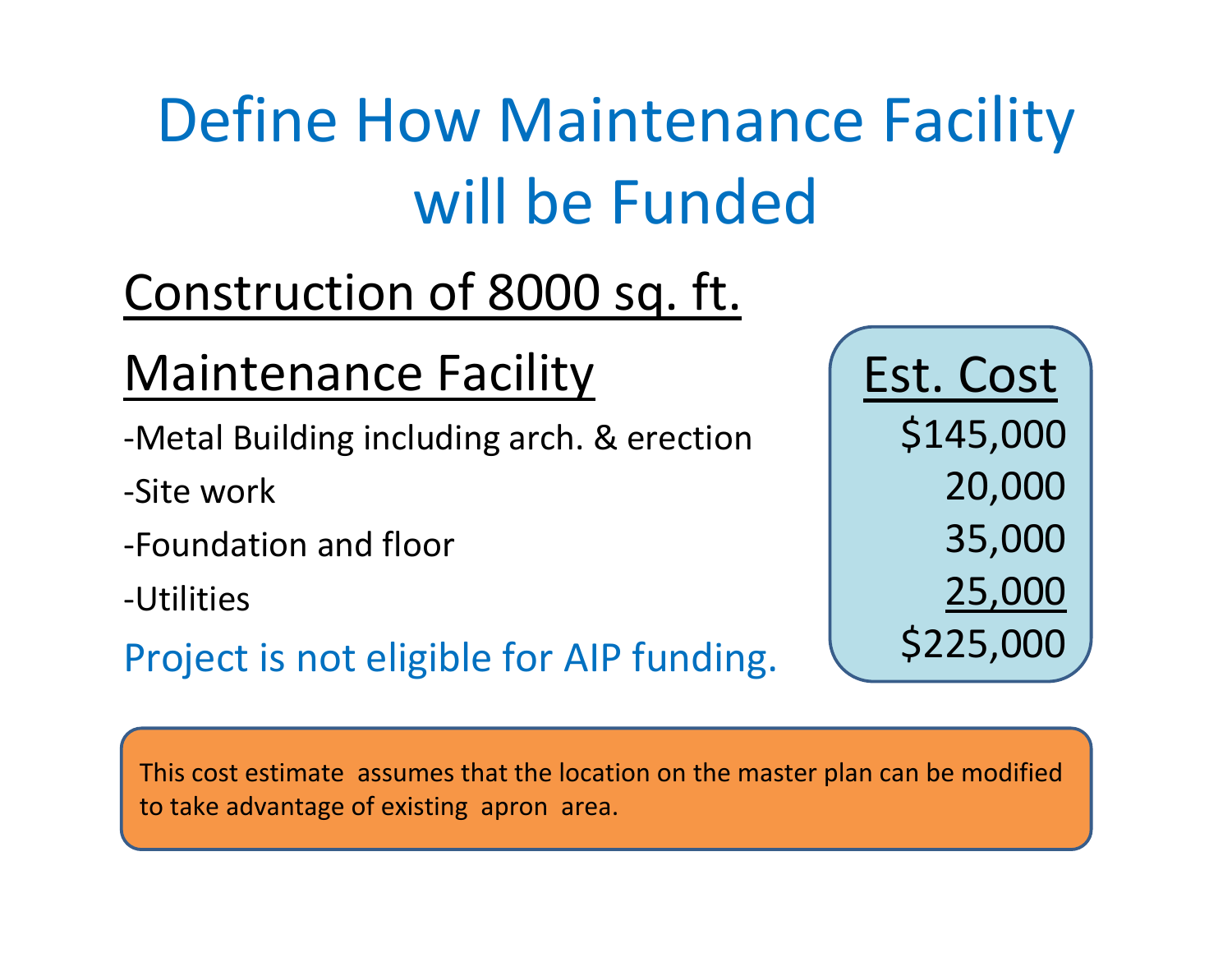# Define How Maintenance Facility will be Funded

## Construction of 8000 sq. ft. Maintenance Facility

| | Est. Cost |
|---|---|
| -Metal Building including arch. & erection | $145,000 |
| -Site work | 20,000 |
| -Foundation and floor | 35,000 |
| -Utilities | 25,000 |
| | $225,000 |

Project is not eligible for AIP funding.

This cost estimate assumes that the location on the master plan can be modified to take advantage of existing apron area.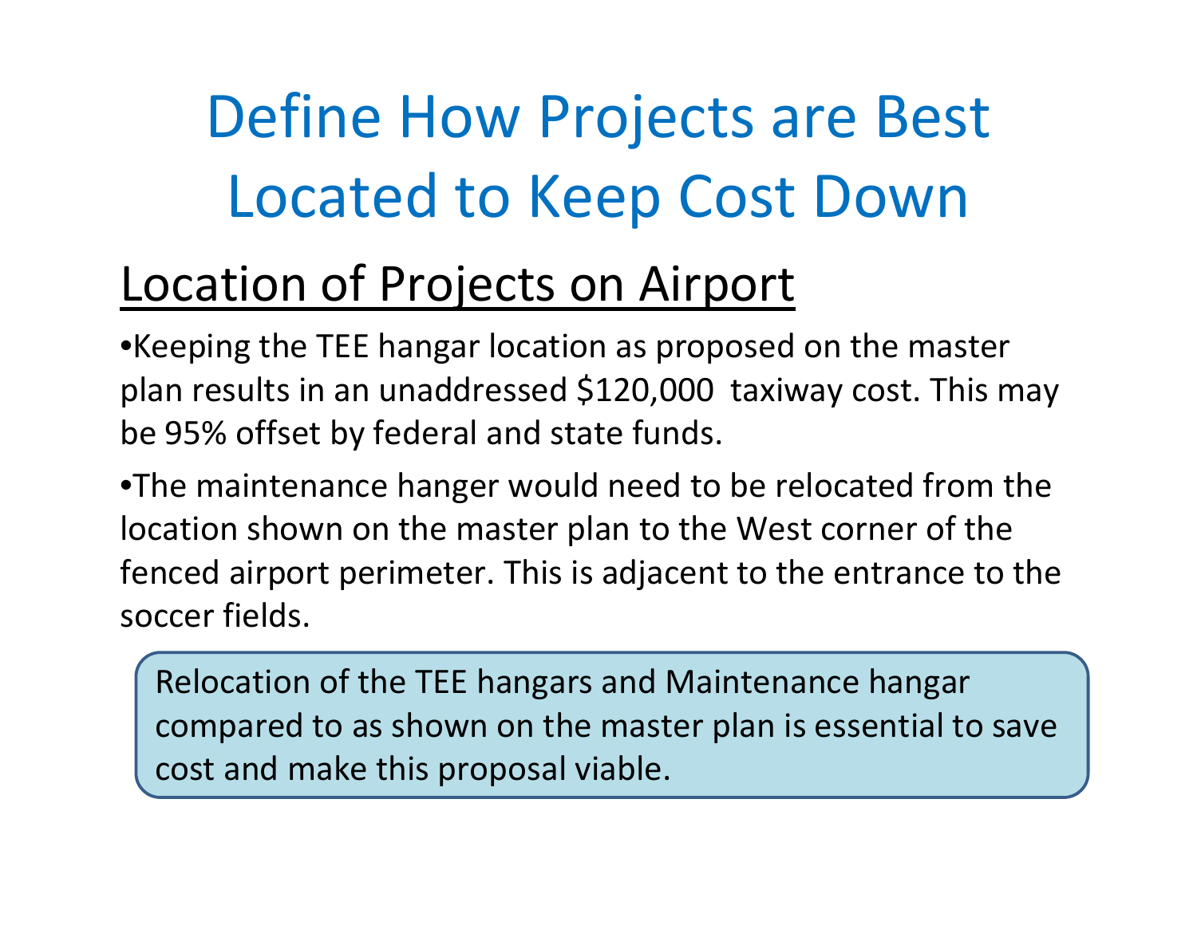# Define How Projects are Best Located to Keep Cost Down

## Location of Projects on Airport

- Keeping the TEE hangar location as proposed on the master plan results in an unaddressed $120,000 taxiway cost. This may be 95% offset by federal and state funds.
- The maintenance hanger would need to be relocated from the location shown on the master plan to the West corner of the fenced airport perimeter. This is adjacent to the entrance to the soccer fields.

Relocation of the TEE hangars and Maintenance hangar compared to as shown on the master plan is essential to save cost and make this proposal viable.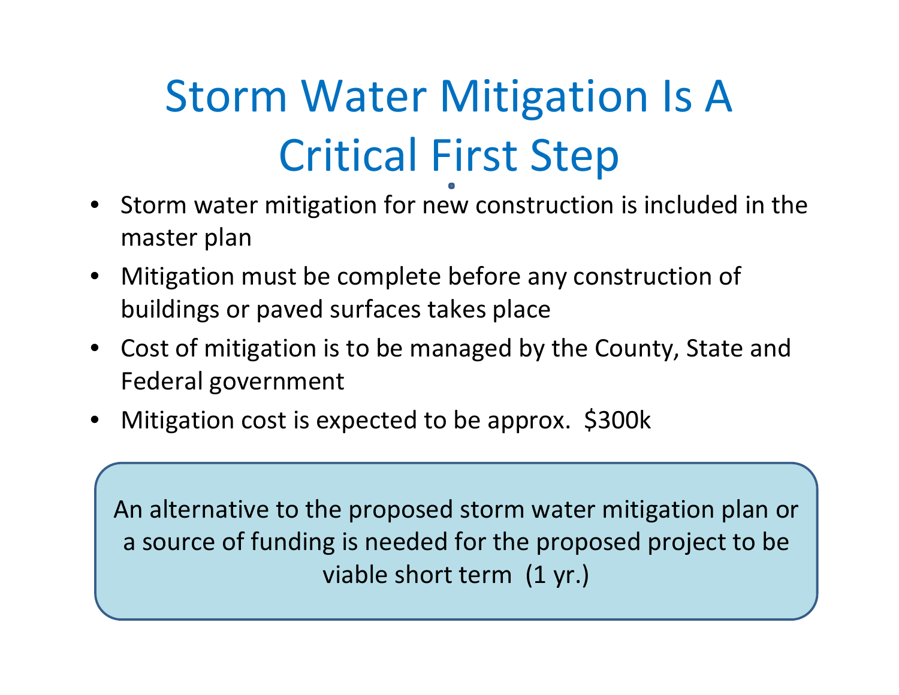# Storm Water Mitigation Is A Critical First Step

- Storm water mitigation for new construction is included in the master plan
- Mitigation must be complete before any construction of buildings or paved surfaces takes place
- Cost of mitigation is to be managed by the County, State and Federal government
- Mitigation cost is expected to be approx. $300k

An alternative to the proposed storm water mitigation plan or a source of funding is needed for the proposed project to be viable short term (1 yr.)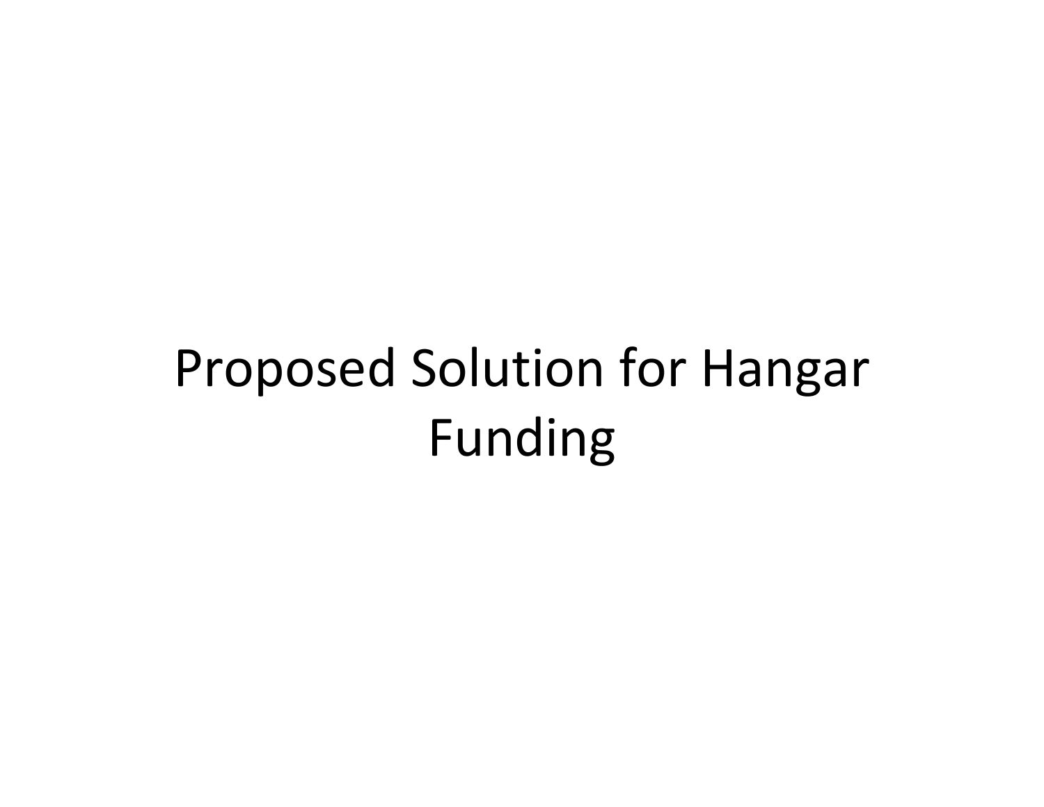# Proposed Solution for Hangar Funding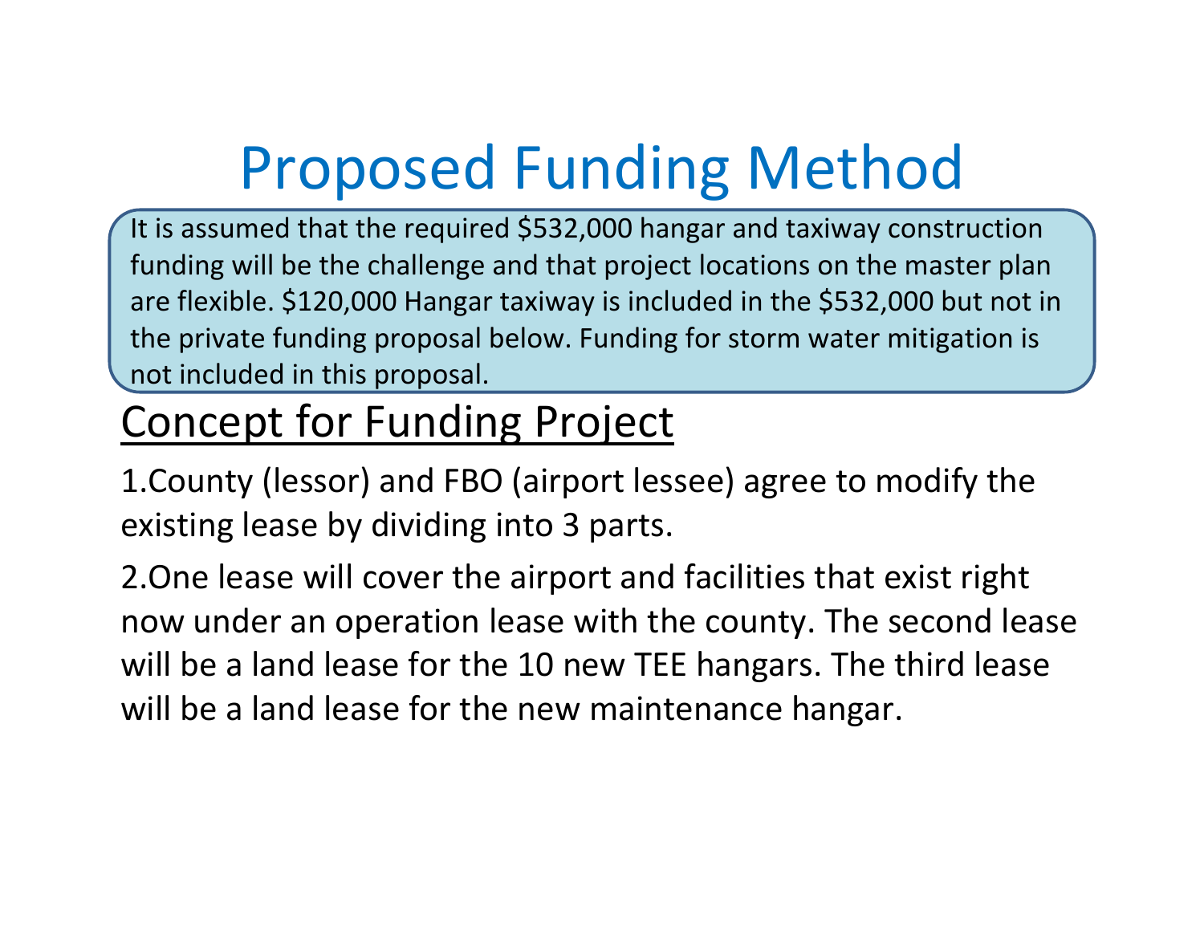# Proposed Funding Method

It is assumed that the required $532,000 hangar and taxiway construction funding will be the challenge and that project locations on the master plan are flexible. $120,000 Hangar taxiway is included in the $532,000 but not in the private funding proposal below. Funding for storm water mitigation is not included in this proposal.

## Concept for Funding Project

1. County (lessor) and FBO (airport lessee) agree to modify the existing lease by dividing into 3 parts.
2. One lease will cover the airport and facilities that exist right now under an operation lease with the county. The second lease will be a land lease for the 10 new TEE hangars. The third lease will be a land lease for the new maintenance hangar.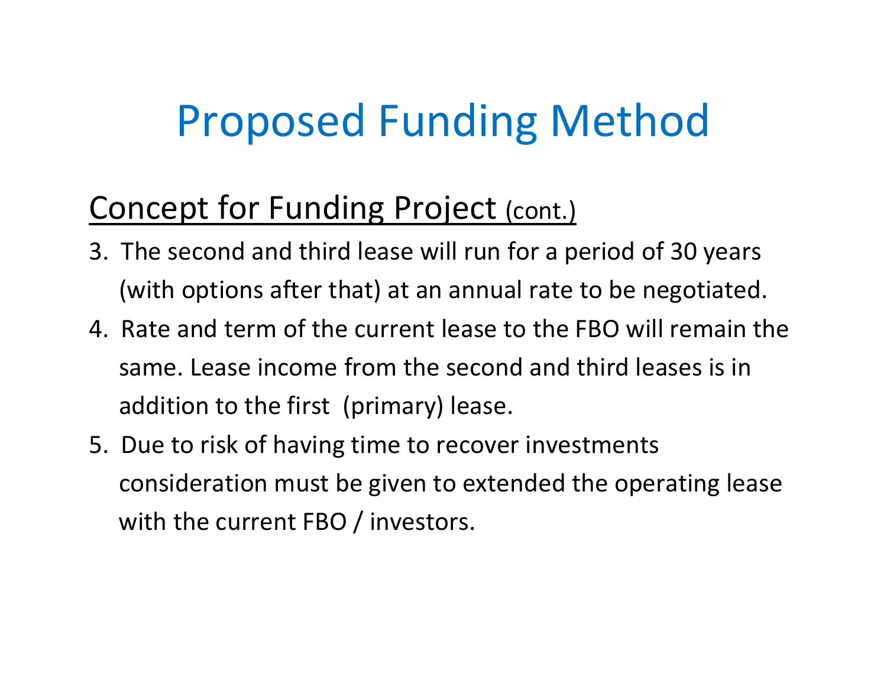# Proposed Funding Method

## Concept for Funding Project (cont.)

3. The second and third lease will run for a period of 30 years (with options after that) at an annual rate to be negotiated.
4. Rate and term of the current lease to the FBO will remain the same. Lease income from the second and third leases is in addition to the first (primary) lease.
5. Due to risk of having time to recover investments consideration must be given to extended the operating lease with the current FBO / investors.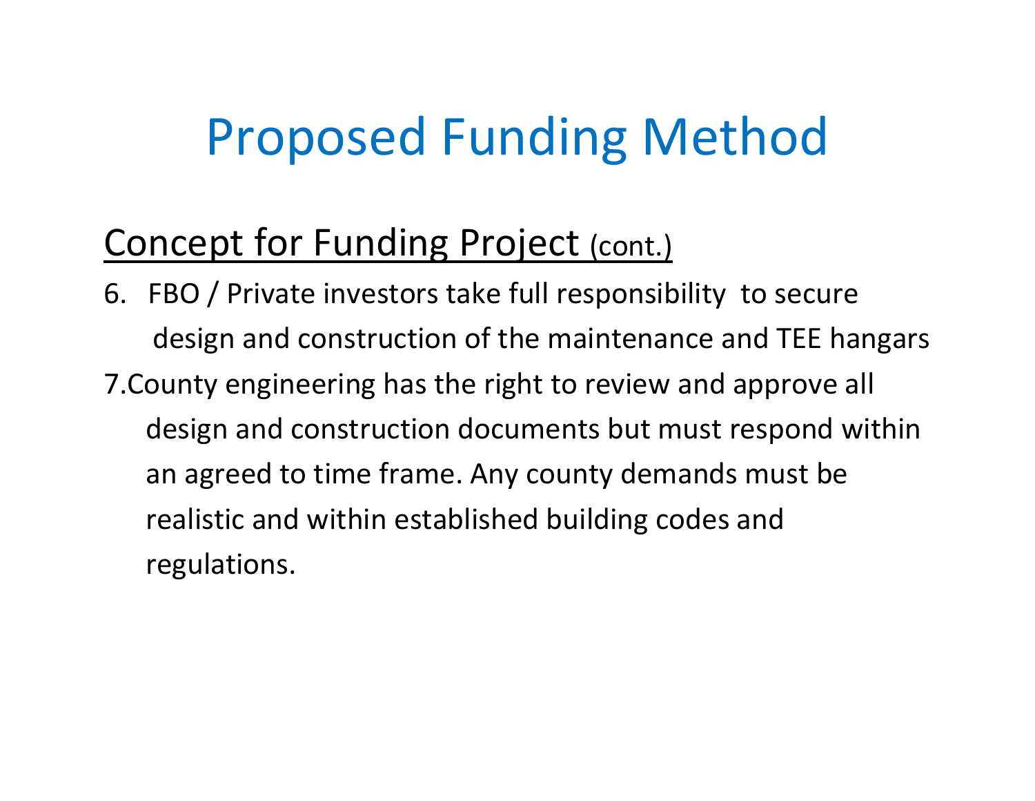# Proposed Funding Method

## Concept for Funding Project (cont.)

6. FBO / Private investors take full responsibility to secure design and construction of the maintenance and TEE hangars
7. County engineering has the right to review and approve all design and construction documents but must respond within an agreed to time frame. Any county demands must be realistic and within established building codes and regulations.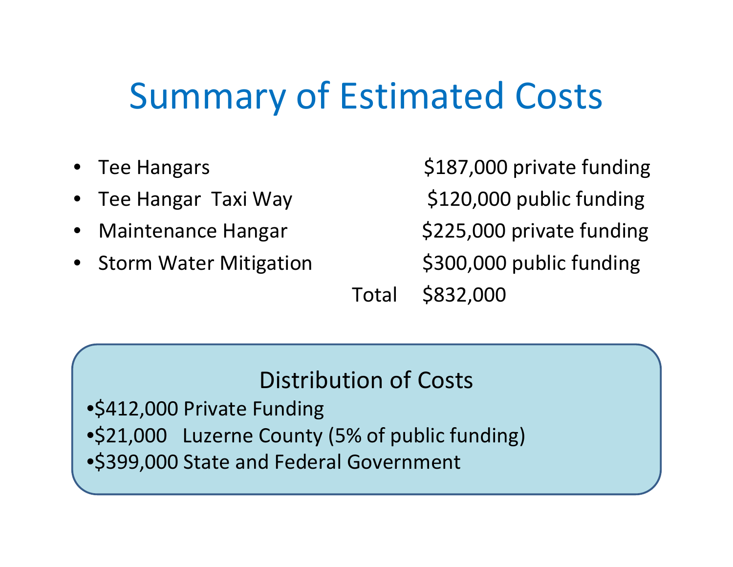# Summary of Estimated Costs

- Tee Hangars — $187,000 private funding
- Tee Hangar Taxi Way — $120,000 public funding
- Maintenance Hangar — $225,000 private funding
- Storm Water Mitigation — $300,000 public funding

Total $832,000

## Distribution of Costs

- $412,000 Private Funding
- $21,000 Luzerne County (5% of public funding)
- $399,000 State and Federal Government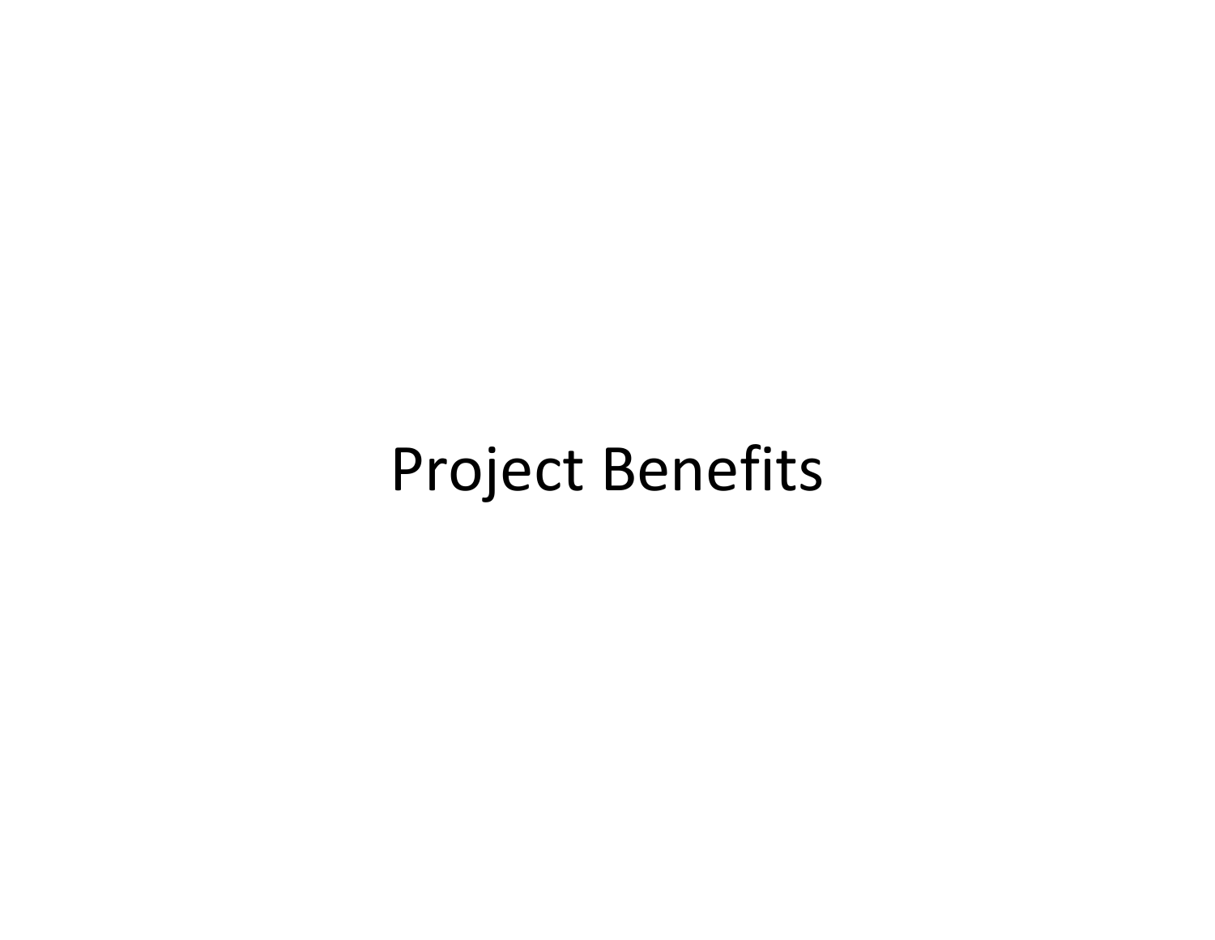# Project Benefits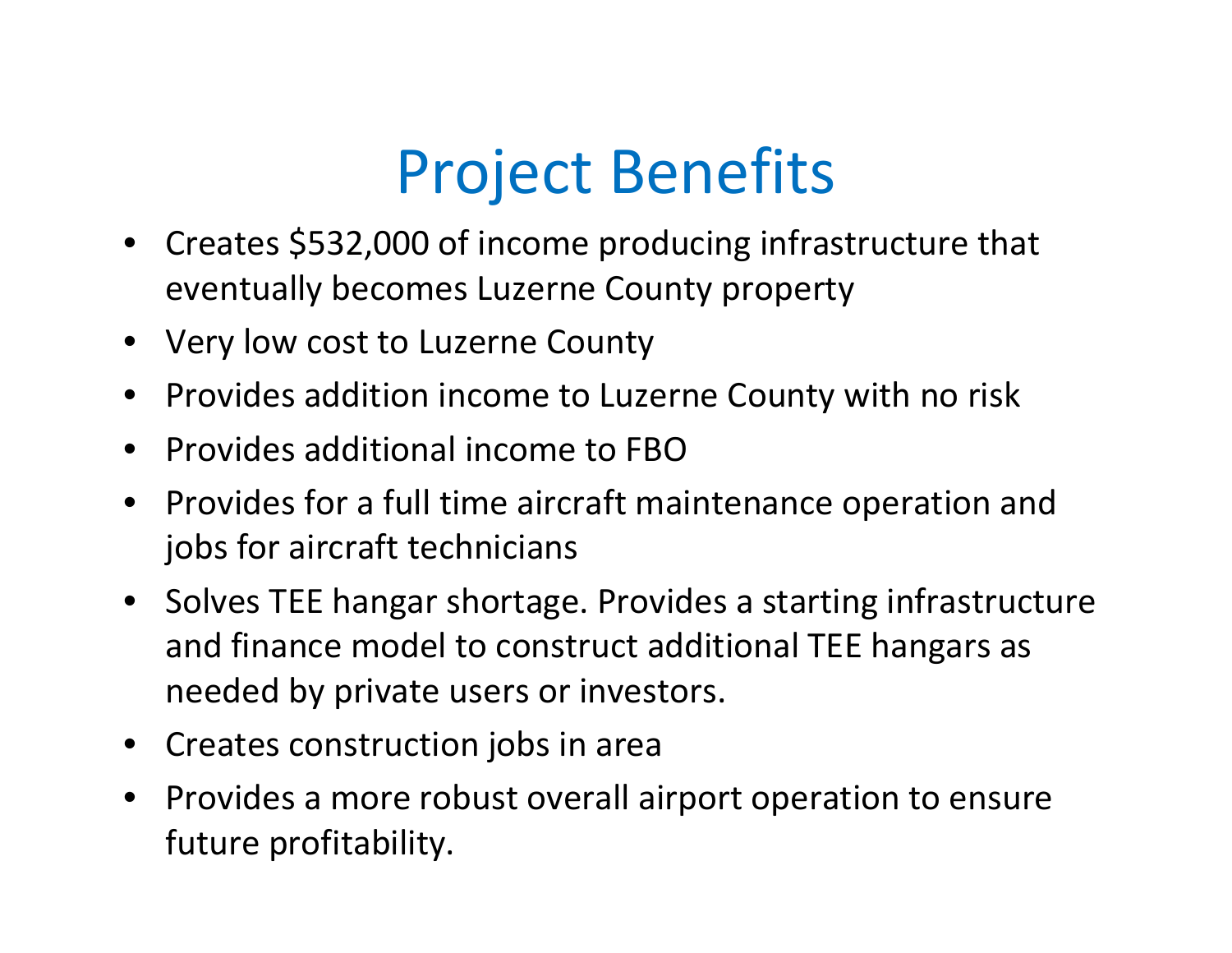# Project Benefits

- Creates $532,000 of income producing infrastructure that eventually becomes Luzerne County property
- Very low cost to Luzerne County
- Provides addition income to Luzerne County with no risk
- Provides additional income to FBO
- Provides for a full time aircraft maintenance operation and jobs for aircraft technicians
- Solves TEE hangar shortage. Provides a starting infrastructure and finance model to construct additional TEE hangars as needed by private users or investors.
- Creates construction jobs in area
- Provides a more robust overall airport operation to ensure future profitability.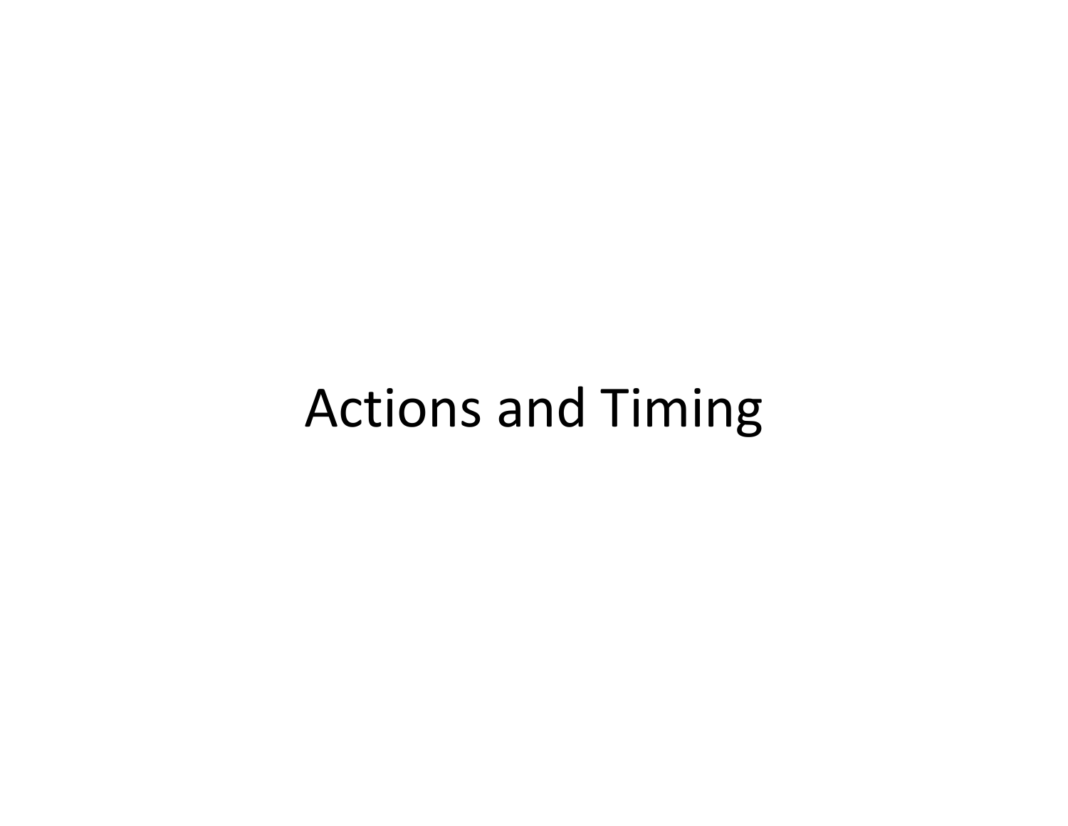# Actions and Timing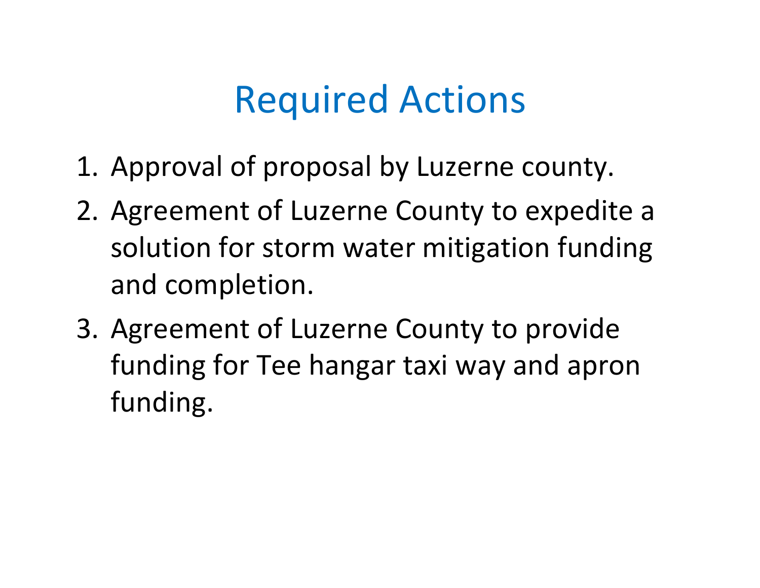# Required Actions

1. Approval of proposal by Luzerne county.
2. Agreement of Luzerne County to expedite a solution for storm water mitigation funding and completion.
3. Agreement of Luzerne County to provide funding for Tee hangar taxi way and apron funding.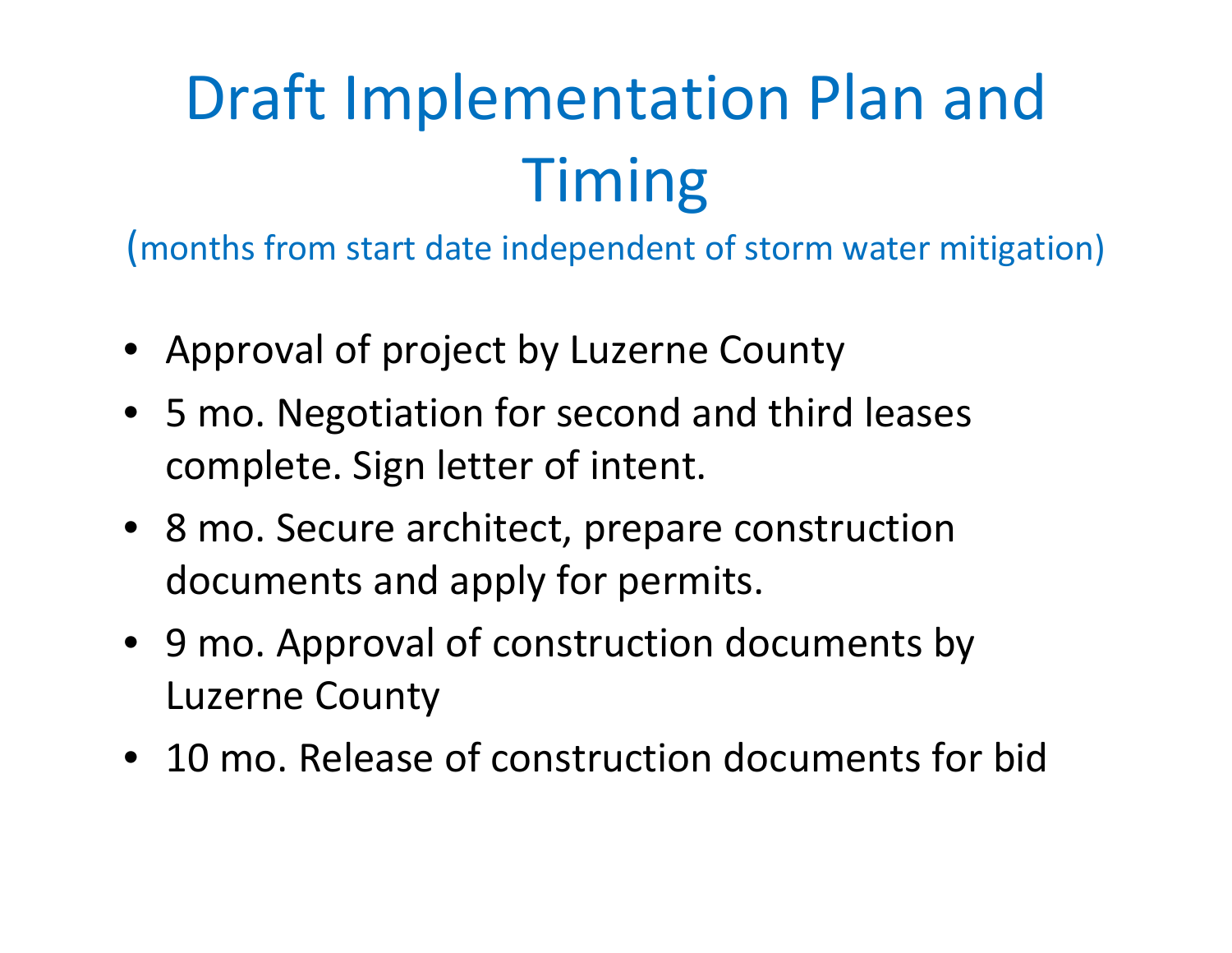# Draft Implementation Plan and Timing

(months from start date independent of storm water mitigation)

- Approval of project by Luzerne County
- 5 mo. Negotiation for second and third leases complete. Sign letter of intent.
- 8 mo. Secure architect, prepare construction documents and apply for permits.
- 9 mo. Approval of construction documents by Luzerne County
- 10 mo. Release of construction documents for bid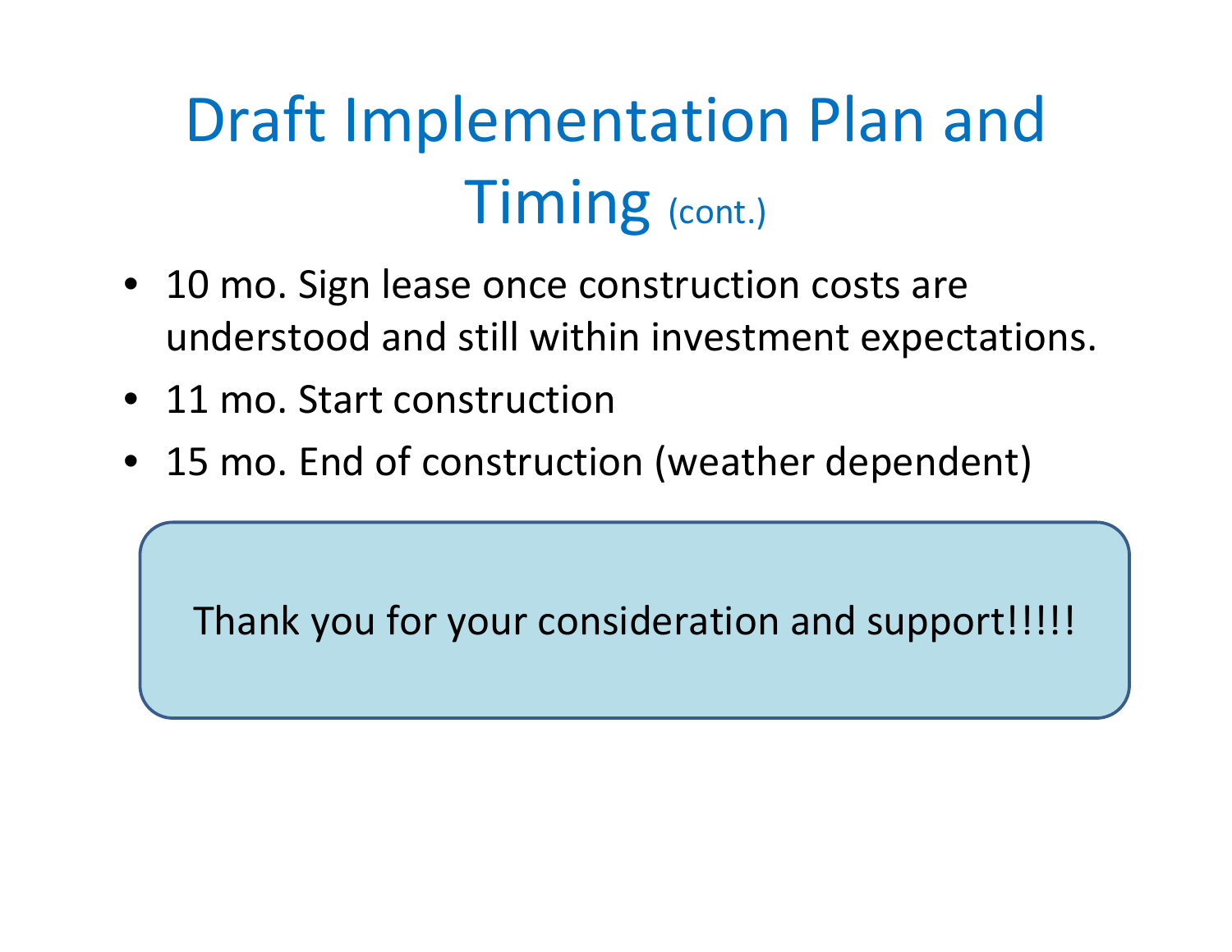# Draft Implementation Plan and Timing (cont.)

- 10 mo. Sign lease once construction costs are understood and still within investment expectations.
- 11 mo. Start construction
- 15 mo. End of construction (weather dependent)

Thank you for your consideration and support!!!!!